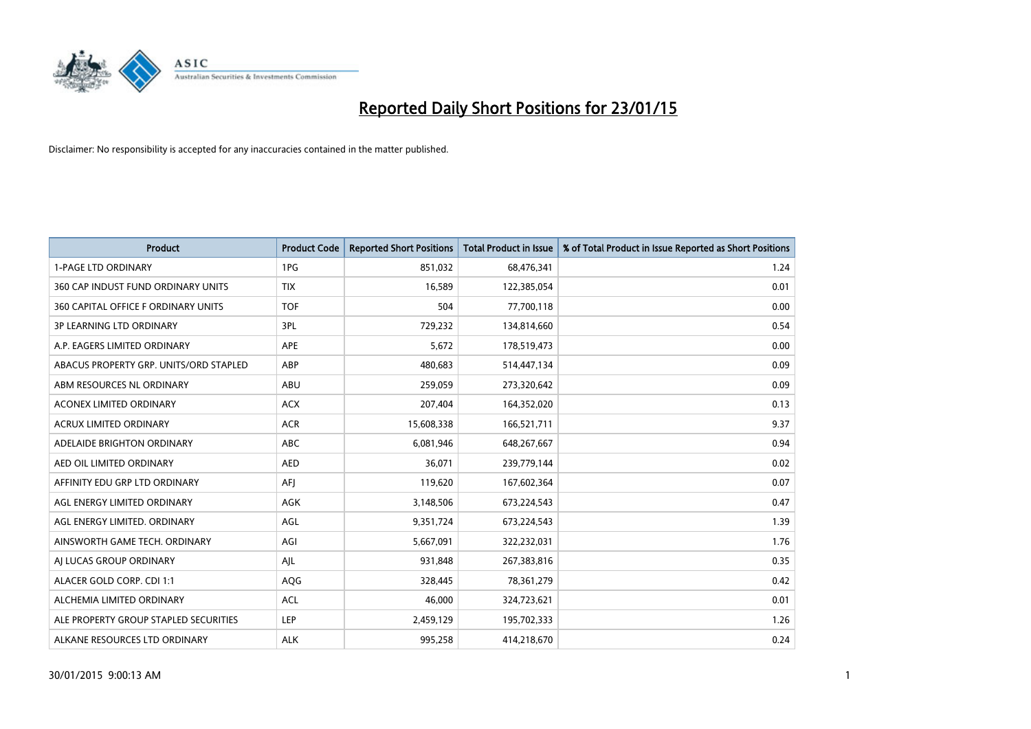# Reported Daily Short Positions for 23/01/15

Disclaimer: No responsibility is accepted for any inaccuracies contained in the matter published.

| Product | Product Code | Reported Short Positions | Total Product in Issue | % of Total Product in Issue Reported as Short Positions |
|---|---|---|---|---|
| 1-PAGE LTD ORDINARY | 1PG | 851,032 | 68,476,341 | 1.24 |
| 360 CAP INDUST FUND ORDINARY UNITS | TIX | 16,589 | 122,385,054 | 0.01 |
| 360 CAPITAL OFFICE F ORDINARY UNITS | TOF | 504 | 77,700,118 | 0.00 |
| 3P LEARNING LTD ORDINARY | 3PL | 729,232 | 134,814,660 | 0.54 |
| A.P. EAGERS LIMITED ORDINARY | APE | 5,672 | 178,519,473 | 0.00 |
| ABACUS PROPERTY GRP. UNITS/ORD STAPLED | ABP | 480,683 | 514,447,134 | 0.09 |
| ABM RESOURCES NL ORDINARY | ABU | 259,059 | 273,320,642 | 0.09 |
| ACONEX LIMITED ORDINARY | ACX | 207,404 | 164,352,020 | 0.13 |
| ACRUX LIMITED ORDINARY | ACR | 15,608,338 | 166,521,711 | 9.37 |
| ADELAIDE BRIGHTON ORDINARY | ABC | 6,081,946 | 648,267,667 | 0.94 |
| AED OIL LIMITED ORDINARY | AED | 36,071 | 239,779,144 | 0.02 |
| AFFINITY EDU GRP LTD ORDINARY | AFJ | 119,620 | 167,602,364 | 0.07 |
| AGL ENERGY LIMITED ORDINARY | AGK | 3,148,506 | 673,224,543 | 0.47 |
| AGL ENERGY LIMITED. ORDINARY | AGL | 9,351,724 | 673,224,543 | 1.39 |
| AINSWORTH GAME TECH. ORDINARY | AGI | 5,667,091 | 322,232,031 | 1.76 |
| AJ LUCAS GROUP ORDINARY | AJL | 931,848 | 267,383,816 | 0.35 |
| ALACER GOLD CORP. CDI 1:1 | AQG | 328,445 | 78,361,279 | 0.42 |
| ALCHEMIA LIMITED ORDINARY | ACL | 46,000 | 324,723,621 | 0.01 |
| ALE PROPERTY GROUP STAPLED SECURITIES | LEP | 2,459,129 | 195,702,333 | 1.26 |
| ALKANE RESOURCES LTD ORDINARY | ALK | 995,258 | 414,218,670 | 0.24 |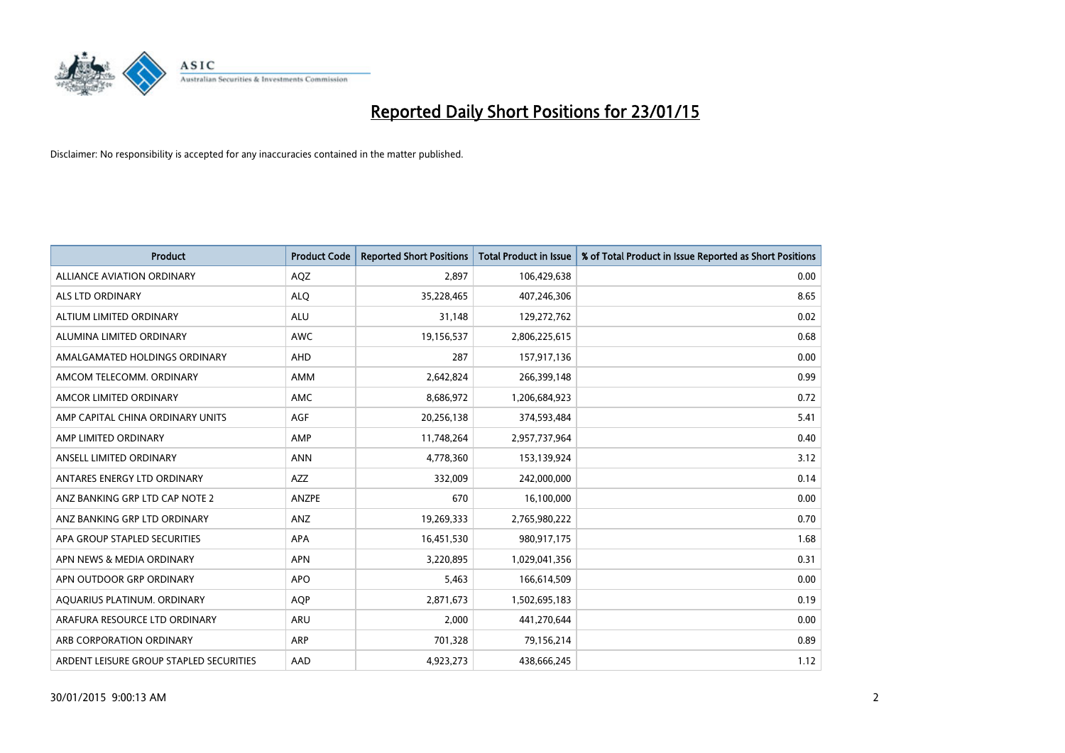# Reported Daily Short Positions for 23/01/15

Disclaimer: No responsibility is accepted for any inaccuracies contained in the matter published.

| Product | Product Code | Reported Short Positions | Total Product in Issue | % of Total Product in Issue Reported as Short Positions |
|---|---|---|---|---|
| ALLIANCE AVIATION ORDINARY | AQZ | 2,897 | 106,429,638 | 0.00 |
| ALS LTD ORDINARY | ALQ | 35,228,465 | 407,246,306 | 8.65 |
| ALTIUM LIMITED ORDINARY | ALU | 31,148 | 129,272,762 | 0.02 |
| ALUMINA LIMITED ORDINARY | AWC | 19,156,537 | 2,806,225,615 | 0.68 |
| AMALGAMATED HOLDINGS ORDINARY | AHD | 287 | 157,917,136 | 0.00 |
| AMCOM TELECOMM. ORDINARY | AMM | 2,642,824 | 266,399,148 | 0.99 |
| AMCOR LIMITED ORDINARY | AMC | 8,686,972 | 1,206,684,923 | 0.72 |
| AMP CAPITAL CHINA ORDINARY UNITS | AGF | 20,256,138 | 374,593,484 | 5.41 |
| AMP LIMITED ORDINARY | AMP | 11,748,264 | 2,957,737,964 | 0.40 |
| ANSELL LIMITED ORDINARY | ANN | 4,778,360 | 153,139,924 | 3.12 |
| ANTARES ENERGY LTD ORDINARY | AZZ | 332,009 | 242,000,000 | 0.14 |
| ANZ BANKING GRP LTD CAP NOTE 2 | ANZPE | 670 | 16,100,000 | 0.00 |
| ANZ BANKING GRP LTD ORDINARY | ANZ | 19,269,333 | 2,765,980,222 | 0.70 |
| APA GROUP STAPLED SECURITIES | APA | 16,451,530 | 980,917,175 | 1.68 |
| APN NEWS & MEDIA ORDINARY | APN | 3,220,895 | 1,029,041,356 | 0.31 |
| APN OUTDOOR GRP ORDINARY | APO | 5,463 | 166,614,509 | 0.00 |
| AQUARIUS PLATINUM. ORDINARY | AQP | 2,871,673 | 1,502,695,183 | 0.19 |
| ARAFURA RESOURCE LTD ORDINARY | ARU | 2,000 | 441,270,644 | 0.00 |
| ARB CORPORATION ORDINARY | ARP | 701,328 | 79,156,214 | 0.89 |
| ARDENT LEISURE GROUP STAPLED SECURITIES | AAD | 4,923,273 | 438,666,245 | 1.12 |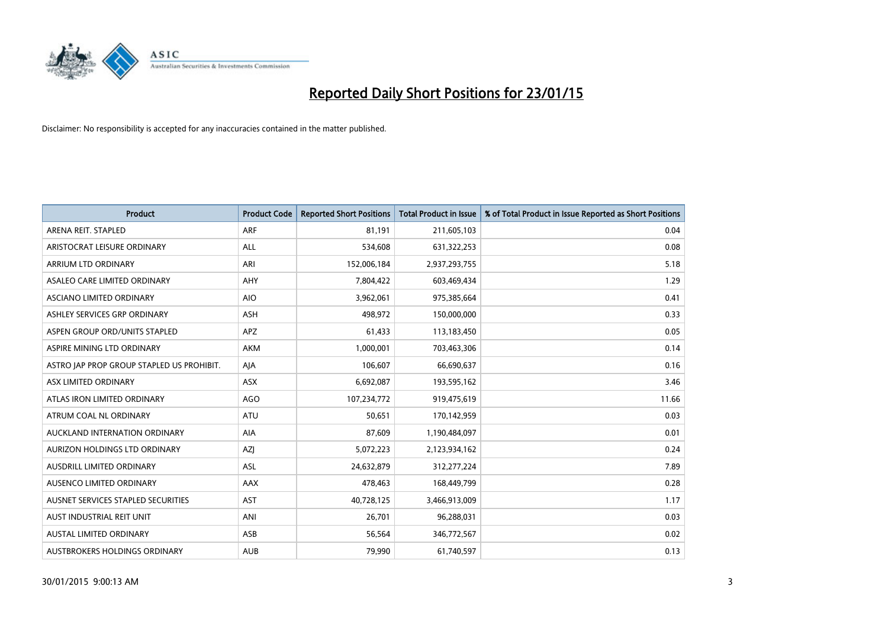# Reported Daily Short Positions for 23/01/15

Disclaimer: No responsibility is accepted for any inaccuracies contained in the matter published.

| Product | Product Code | Reported Short Positions | Total Product in Issue | % of Total Product in Issue Reported as Short Positions |
|---|---|---|---|---|
| ARENA REIT. STAPLED | ARF | 81,191 | 211,605,103 | 0.04 |
| ARISTOCRAT LEISURE ORDINARY | ALL | 534,608 | 631,322,253 | 0.08 |
| ARRIUM LTD ORDINARY | ARI | 152,006,184 | 2,937,293,755 | 5.18 |
| ASALEO CARE LIMITED ORDINARY | AHY | 7,804,422 | 603,469,434 | 1.29 |
| ASCIANO LIMITED ORDINARY | AIO | 3,962,061 | 975,385,664 | 0.41 |
| ASHLEY SERVICES GRP ORDINARY | ASH | 498,972 | 150,000,000 | 0.33 |
| ASPEN GROUP ORD/UNITS STAPLED | APZ | 61,433 | 113,183,450 | 0.05 |
| ASPIRE MINING LTD ORDINARY | AKM | 1,000,001 | 703,463,306 | 0.14 |
| ASTRO JAP PROP GROUP STAPLED US PROHIBIT. | AJA | 106,607 | 66,690,637 | 0.16 |
| ASX LIMITED ORDINARY | ASX | 6,692,087 | 193,595,162 | 3.46 |
| ATLAS IRON LIMITED ORDINARY | AGO | 107,234,772 | 919,475,619 | 11.66 |
| ATRUM COAL NL ORDINARY | ATU | 50,651 | 170,142,959 | 0.03 |
| AUCKLAND INTERNATION ORDINARY | AIA | 87,609 | 1,190,484,097 | 0.01 |
| AURIZON HOLDINGS LTD ORDINARY | AZJ | 5,072,223 | 2,123,934,162 | 0.24 |
| AUSDRILL LIMITED ORDINARY | ASL | 24,632,879 | 312,277,224 | 7.89 |
| AUSENCO LIMITED ORDINARY | AAX | 478,463 | 168,449,799 | 0.28 |
| AUSNET SERVICES STAPLED SECURITIES | AST | 40,728,125 | 3,466,913,009 | 1.17 |
| AUST INDUSTRIAL REIT UNIT | ANI | 26,701 | 96,288,031 | 0.03 |
| AUSTAL LIMITED ORDINARY | ASB | 56,564 | 346,772,567 | 0.02 |
| AUSTBROKERS HOLDINGS ORDINARY | AUB | 79,990 | 61,740,597 | 0.13 |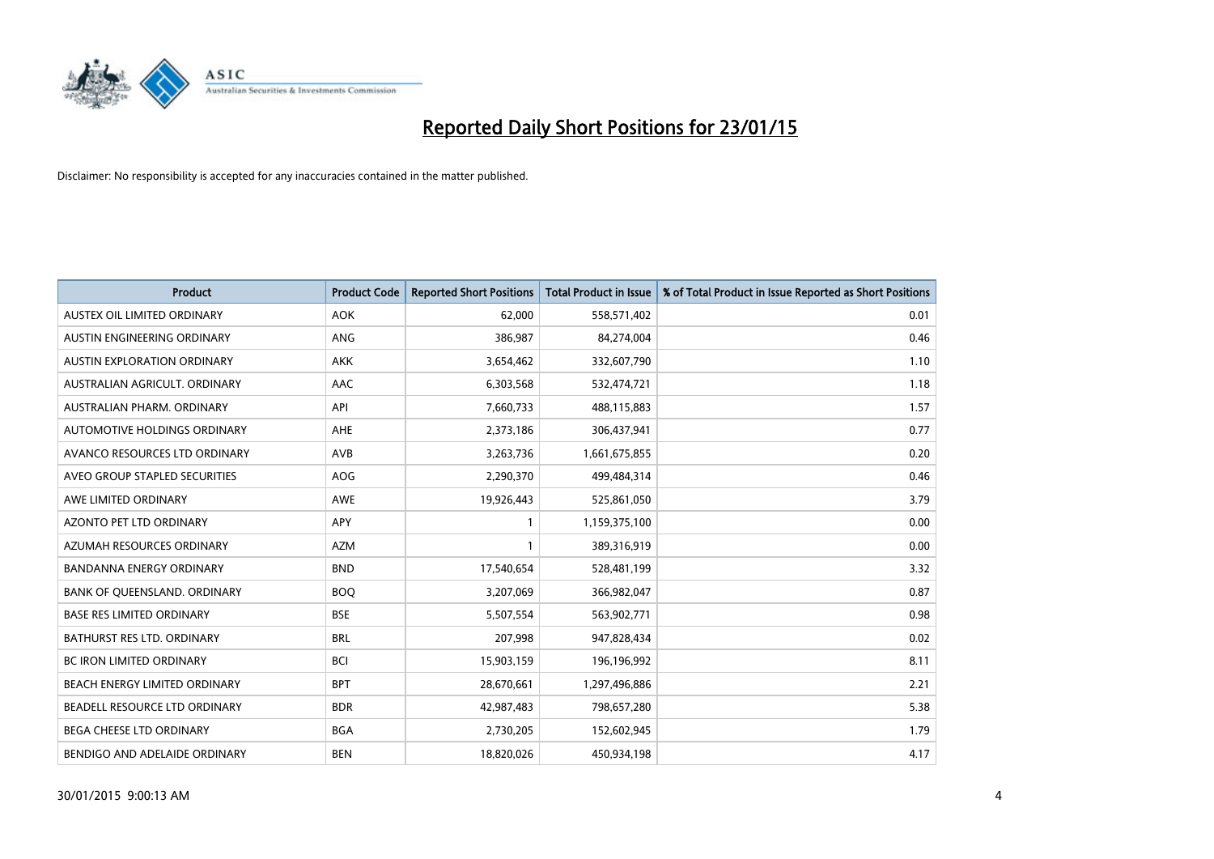# Reported Daily Short Positions for 23/01/15

Disclaimer: No responsibility is accepted for any inaccuracies contained in the matter published.

| Product | Product Code | Reported Short Positions | Total Product in Issue | % of Total Product in Issue Reported as Short Positions |
|---|---|---|---|---|
| AUSTEX OIL LIMITED ORDINARY | AOK | 62,000 | 558,571,402 | 0.01 |
| AUSTIN ENGINEERING ORDINARY | ANG | 386,987 | 84,274,004 | 0.46 |
| AUSTIN EXPLORATION ORDINARY | AKK | 3,654,462 | 332,607,790 | 1.10 |
| AUSTRALIAN AGRICULT. ORDINARY | AAC | 6,303,568 | 532,474,721 | 1.18 |
| AUSTRALIAN PHARM. ORDINARY | API | 7,660,733 | 488,115,883 | 1.57 |
| AUTOMOTIVE HOLDINGS ORDINARY | AHE | 2,373,186 | 306,437,941 | 0.77 |
| AVANCO RESOURCES LTD ORDINARY | AVB | 3,263,736 | 1,661,675,855 | 0.20 |
| AVEO GROUP STAPLED SECURITIES | AOG | 2,290,370 | 499,484,314 | 0.46 |
| AWE LIMITED ORDINARY | AWE | 19,926,443 | 525,861,050 | 3.79 |
| AZONTO PET LTD ORDINARY | APY | 1 | 1,159,375,100 | 0.00 |
| AZUMAH RESOURCES ORDINARY | AZM | 1 | 389,316,919 | 0.00 |
| BANDANNA ENERGY ORDINARY | BND | 17,540,654 | 528,481,199 | 3.32 |
| BANK OF QUEENSLAND. ORDINARY | BOQ | 3,207,069 | 366,982,047 | 0.87 |
| BASE RES LIMITED ORDINARY | BSE | 5,507,554 | 563,902,771 | 0.98 |
| BATHURST RES LTD. ORDINARY | BRL | 207,998 | 947,828,434 | 0.02 |
| BC IRON LIMITED ORDINARY | BCI | 15,903,159 | 196,196,992 | 8.11 |
| BEACH ENERGY LIMITED ORDINARY | BPT | 28,670,661 | 1,297,496,886 | 2.21 |
| BEADELL RESOURCE LTD ORDINARY | BDR | 42,987,483 | 798,657,280 | 5.38 |
| BEGA CHEESE LTD ORDINARY | BGA | 2,730,205 | 152,602,945 | 1.79 |
| BENDIGO AND ADELAIDE ORDINARY | BEN | 18,820,026 | 450,934,198 | 4.17 |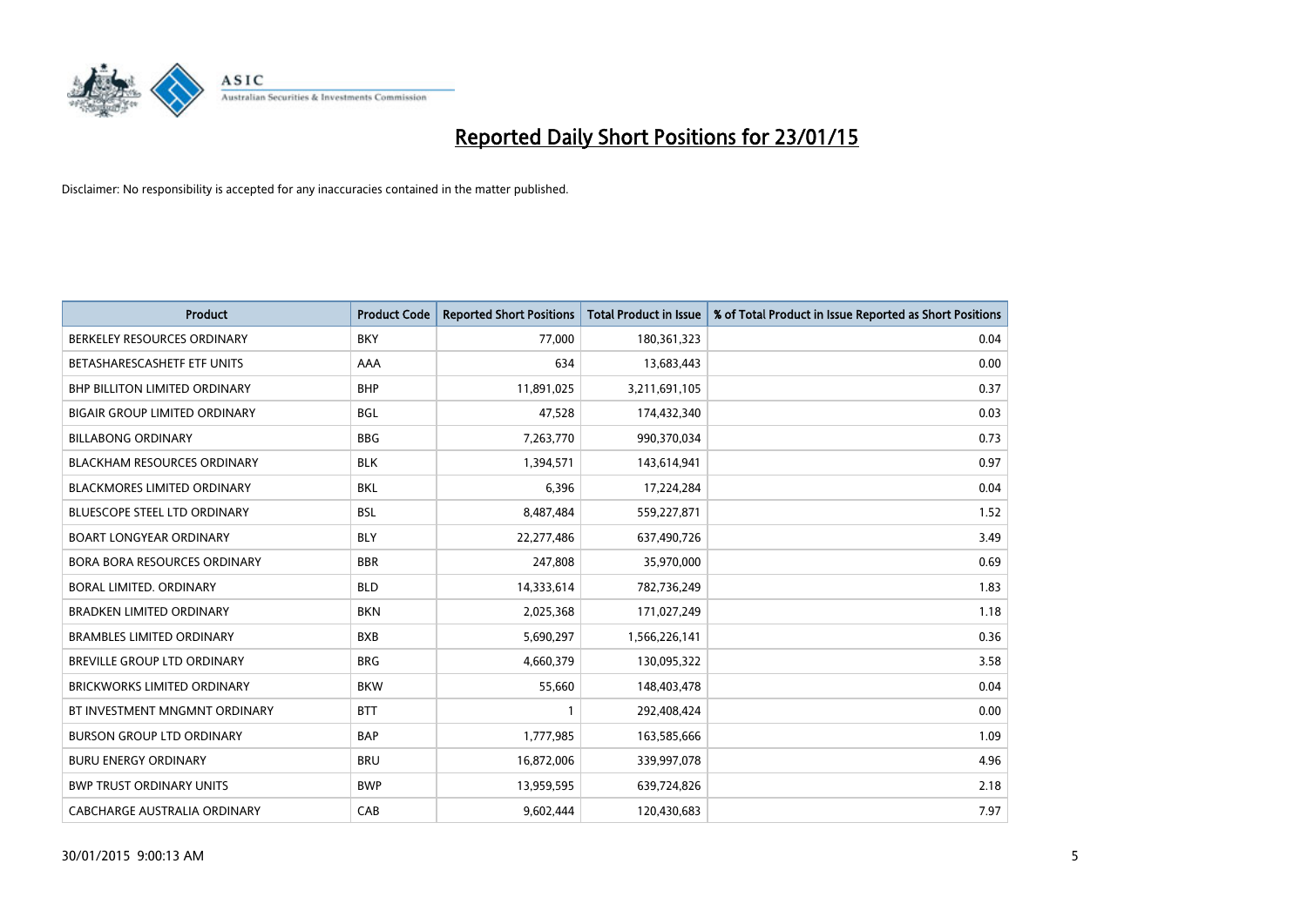# Reported Daily Short Positions for 23/01/15

Disclaimer: No responsibility is accepted for any inaccuracies contained in the matter published.

| Product | Product Code | Reported Short Positions | Total Product in Issue | % of Total Product in Issue Reported as Short Positions |
|---|---|---|---|---|
| BERKELEY RESOURCES ORDINARY | BKY | 77,000 | 180,361,323 | 0.04 |
| BETASHARESCASHETF ETF UNITS | AAA | 634 | 13,683,443 | 0.00 |
| BHP BILLITON LIMITED ORDINARY | BHP | 11,891,025 | 3,211,691,105 | 0.37 |
| BIGAIR GROUP LIMITED ORDINARY | BGL | 47,528 | 174,432,340 | 0.03 |
| BILLABONG ORDINARY | BBG | 7,263,770 | 990,370,034 | 0.73 |
| BLACKHAM RESOURCES ORDINARY | BLK | 1,394,571 | 143,614,941 | 0.97 |
| BLACKMORES LIMITED ORDINARY | BKL | 6,396 | 17,224,284 | 0.04 |
| BLUESCOPE STEEL LTD ORDINARY | BSL | 8,487,484 | 559,227,871 | 1.52 |
| BOART LONGYEAR ORDINARY | BLY | 22,277,486 | 637,490,726 | 3.49 |
| BORA BORA RESOURCES ORDINARY | BBR | 247,808 | 35,970,000 | 0.69 |
| BORAL LIMITED. ORDINARY | BLD | 14,333,614 | 782,736,249 | 1.83 |
| BRADKEN LIMITED ORDINARY | BKN | 2,025,368 | 171,027,249 | 1.18 |
| BRAMBLES LIMITED ORDINARY | BXB | 5,690,297 | 1,566,226,141 | 0.36 |
| BREVILLE GROUP LTD ORDINARY | BRG | 4,660,379 | 130,095,322 | 3.58 |
| BRICKWORKS LIMITED ORDINARY | BKW | 55,660 | 148,403,478 | 0.04 |
| BT INVESTMENT MNGMNT ORDINARY | BTT | 1 | 292,408,424 | 0.00 |
| BURSON GROUP LTD ORDINARY | BAP | 1,777,985 | 163,585,666 | 1.09 |
| BURU ENERGY ORDINARY | BRU | 16,872,006 | 339,997,078 | 4.96 |
| BWP TRUST ORDINARY UNITS | BWP | 13,959,595 | 639,724,826 | 2.18 |
| CABCHARGE AUSTRALIA ORDINARY | CAB | 9,602,444 | 120,430,683 | 7.97 |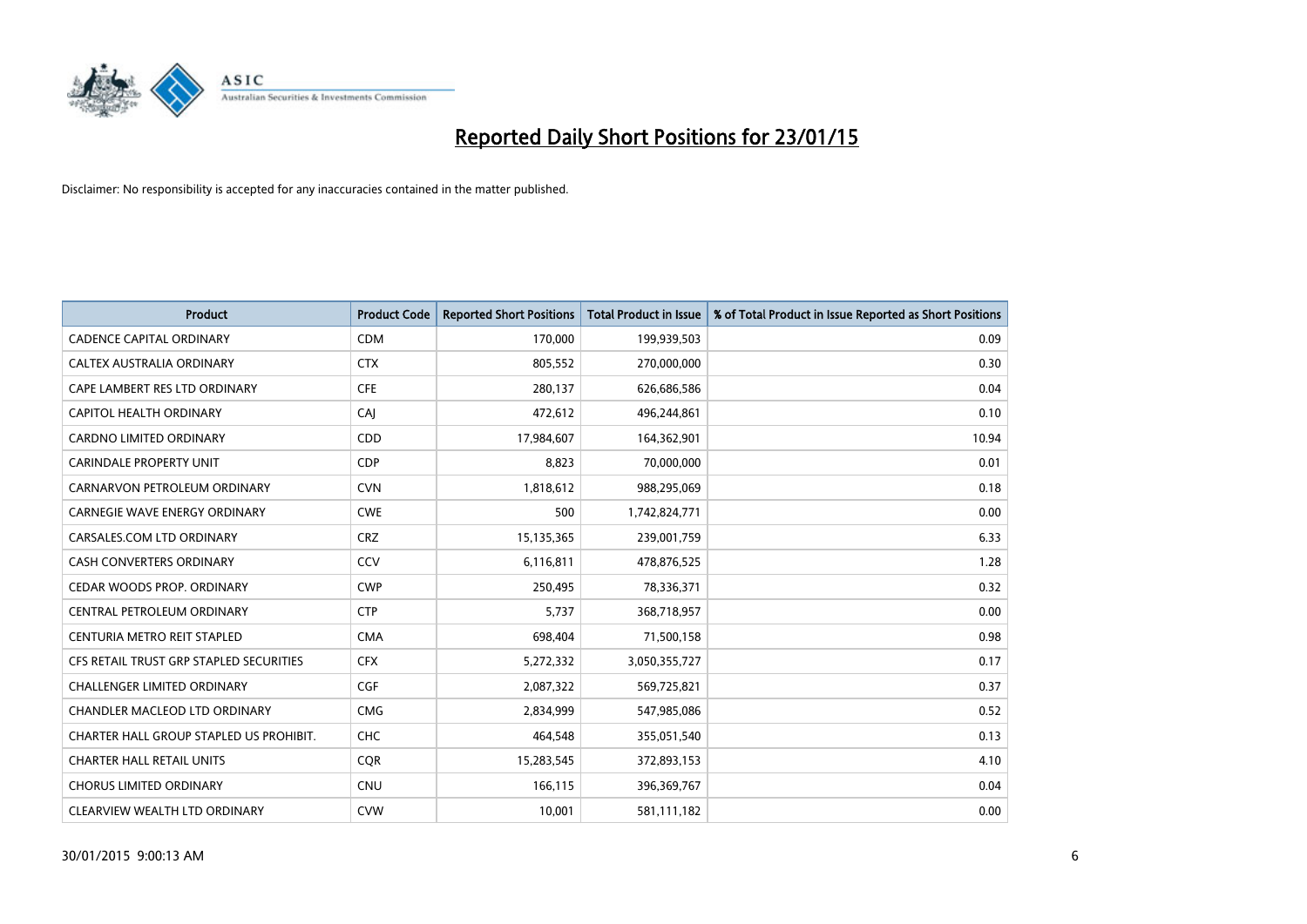# Reported Daily Short Positions for 23/01/15

Disclaimer: No responsibility is accepted for any inaccuracies contained in the matter published.

| Product | Product Code | Reported Short Positions | Total Product in Issue | % of Total Product in Issue Reported as Short Positions |
|---|---|---|---|---|
| CADENCE CAPITAL ORDINARY | CDM | 170,000 | 199,939,503 | 0.09 |
| CALTEX AUSTRALIA ORDINARY | CTX | 805,552 | 270,000,000 | 0.30 |
| CAPE LAMBERT RES LTD ORDINARY | CFE | 280,137 | 626,686,586 | 0.04 |
| CAPITOL HEALTH ORDINARY | CAJ | 472,612 | 496,244,861 | 0.10 |
| CARDNO LIMITED ORDINARY | CDD | 17,984,607 | 164,362,901 | 10.94 |
| CARINDALE PROPERTY UNIT | CDP | 8,823 | 70,000,000 | 0.01 |
| CARNARVON PETROLEUM ORDINARY | CVN | 1,818,612 | 988,295,069 | 0.18 |
| CARNEGIE WAVE ENERGY ORDINARY | CWE | 500 | 1,742,824,771 | 0.00 |
| CARSALES.COM LTD ORDINARY | CRZ | 15,135,365 | 239,001,759 | 6.33 |
| CASH CONVERTERS ORDINARY | CCV | 6,116,811 | 478,876,525 | 1.28 |
| CEDAR WOODS PROP. ORDINARY | CWP | 250,495 | 78,336,371 | 0.32 |
| CENTRAL PETROLEUM ORDINARY | CTP | 5,737 | 368,718,957 | 0.00 |
| CENTURIA METRO REIT STAPLED | CMA | 698,404 | 71,500,158 | 0.98 |
| CFS RETAIL TRUST GRP STAPLED SECURITIES | CFX | 5,272,332 | 3,050,355,727 | 0.17 |
| CHALLENGER LIMITED ORDINARY | CGF | 2,087,322 | 569,725,821 | 0.37 |
| CHANDLER MACLEOD LTD ORDINARY | CMG | 2,834,999 | 547,985,086 | 0.52 |
| CHARTER HALL GROUP STAPLED US PROHIBIT. | CHC | 464,548 | 355,051,540 | 0.13 |
| CHARTER HALL RETAIL UNITS | CQR | 15,283,545 | 372,893,153 | 4.10 |
| CHORUS LIMITED ORDINARY | CNU | 166,115 | 396,369,767 | 0.04 |
| CLEARVIEW WEALTH LTD ORDINARY | CVW | 10,001 | 581,111,182 | 0.00 |

30/01/2015 9:00:13 AM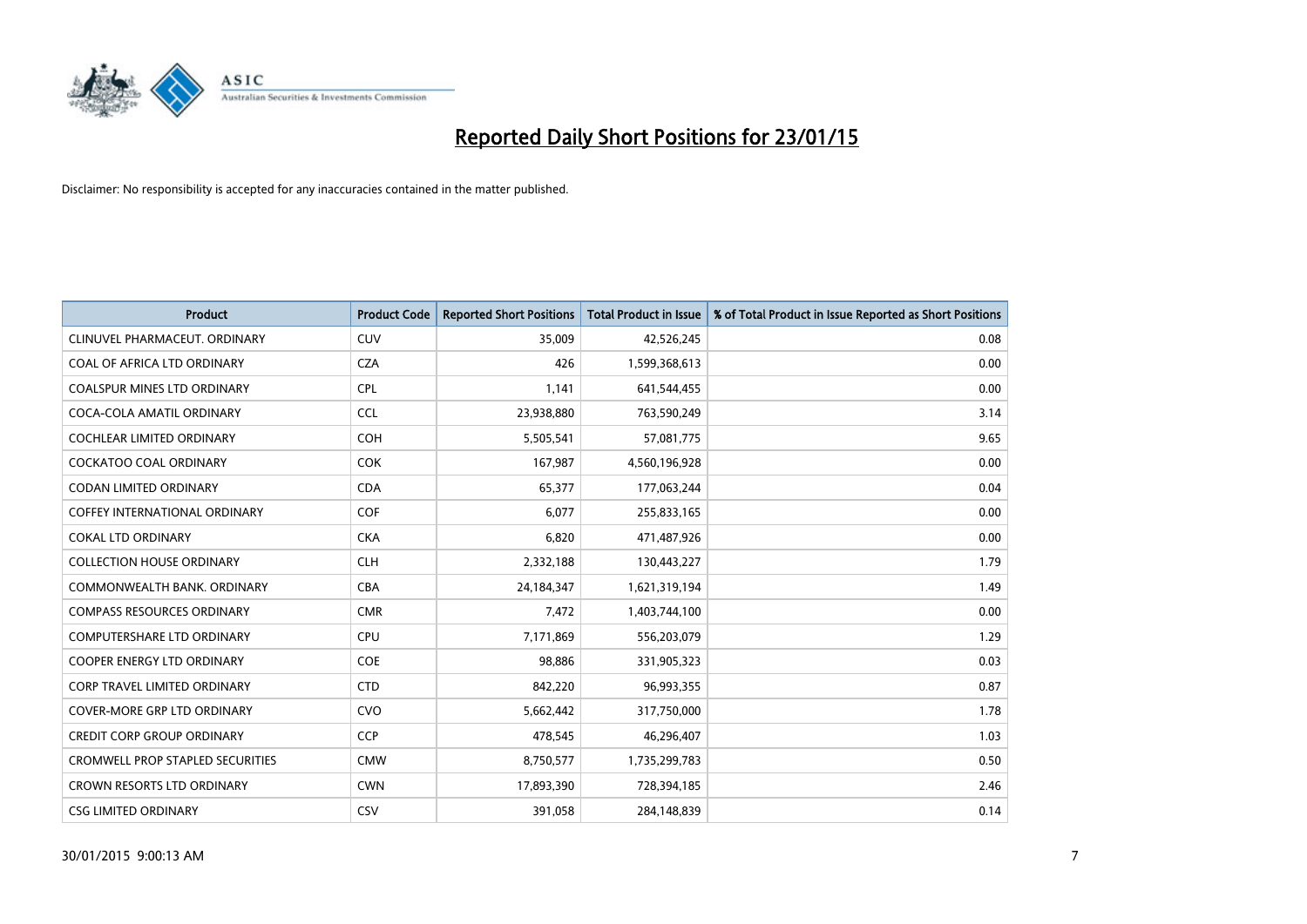# Reported Daily Short Positions for 23/01/15

Disclaimer: No responsibility is accepted for any inaccuracies contained in the matter published.

| Product | Product Code | Reported Short Positions | Total Product in Issue | % of Total Product in Issue Reported as Short Positions |
|---|---|---|---|---|
| CLINUVEL PHARMACEUT. ORDINARY | CUV | 35,009 | 42,526,245 | 0.08 |
| COAL OF AFRICA LTD ORDINARY | CZA | 426 | 1,599,368,613 | 0.00 |
| COALSPUR MINES LTD ORDINARY | CPL | 1,141 | 641,544,455 | 0.00 |
| COCA-COLA AMATIL ORDINARY | CCL | 23,938,880 | 763,590,249 | 3.14 |
| COCHLEAR LIMITED ORDINARY | COH | 5,505,541 | 57,081,775 | 9.65 |
| COCKATOO COAL ORDINARY | COK | 167,987 | 4,560,196,928 | 0.00 |
| CODAN LIMITED ORDINARY | CDA | 65,377 | 177,063,244 | 0.04 |
| COFFEY INTERNATIONAL ORDINARY | COF | 6,077 | 255,833,165 | 0.00 |
| COKAL LTD ORDINARY | CKA | 6,820 | 471,487,926 | 0.00 |
| COLLECTION HOUSE ORDINARY | CLH | 2,332,188 | 130,443,227 | 1.79 |
| COMMONWEALTH BANK. ORDINARY | CBA | 24,184,347 | 1,621,319,194 | 1.49 |
| COMPASS RESOURCES ORDINARY | CMR | 7,472 | 1,403,744,100 | 0.00 |
| COMPUTERSHARE LTD ORDINARY | CPU | 7,171,869 | 556,203,079 | 1.29 |
| COOPER ENERGY LTD ORDINARY | COE | 98,886 | 331,905,323 | 0.03 |
| CORP TRAVEL LIMITED ORDINARY | CTD | 842,220 | 96,993,355 | 0.87 |
| COVER-MORE GRP LTD ORDINARY | CVO | 5,662,442 | 317,750,000 | 1.78 |
| CREDIT CORP GROUP ORDINARY | CCP | 478,545 | 46,296,407 | 1.03 |
| CROMWELL PROP STAPLED SECURITIES | CMW | 8,750,577 | 1,735,299,783 | 0.50 |
| CROWN RESORTS LTD ORDINARY | CWN | 17,893,390 | 728,394,185 | 2.46 |
| CSG LIMITED ORDINARY | CSV | 391,058 | 284,148,839 | 0.14 |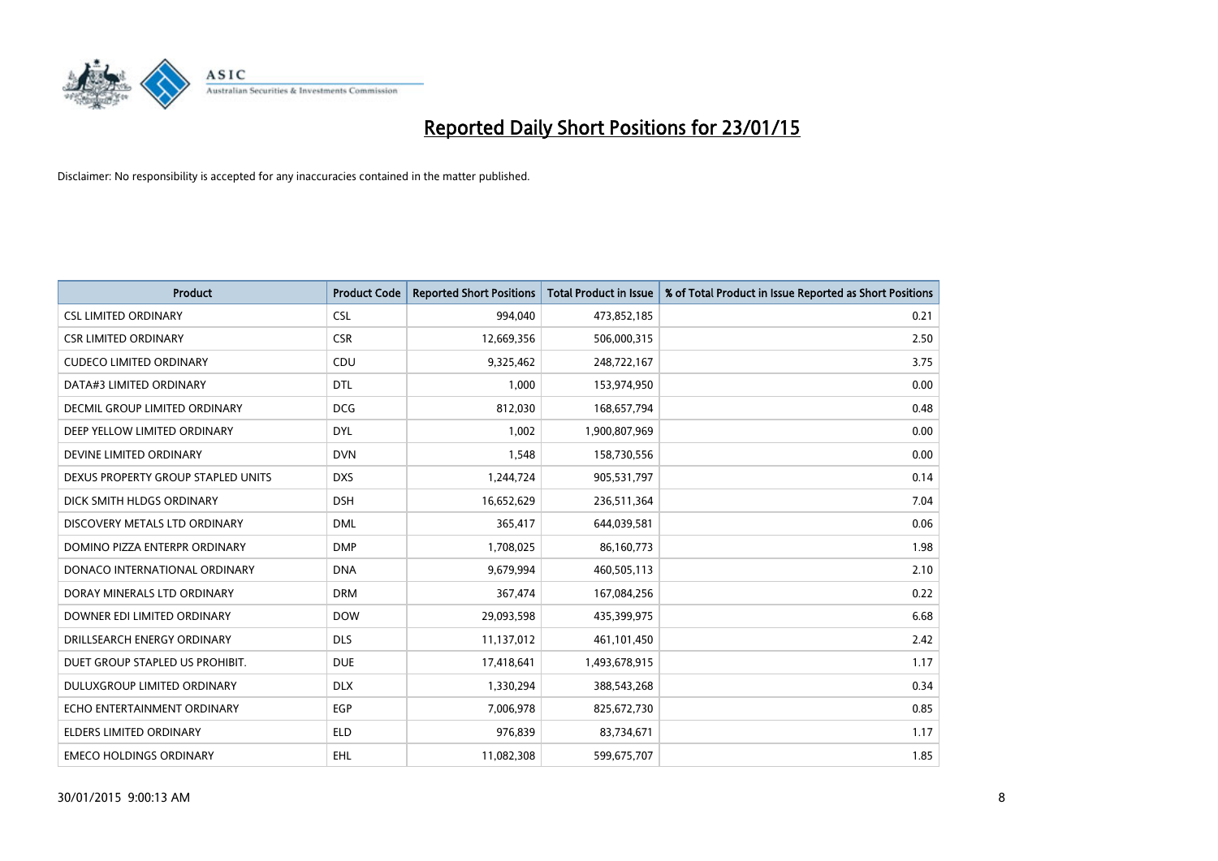# Reported Daily Short Positions for 23/01/15

Disclaimer: No responsibility is accepted for any inaccuracies contained in the matter published.

| Product | Product Code | Reported Short Positions | Total Product in Issue | % of Total Product in Issue Reported as Short Positions |
|---|---|---|---|---|
| CSL LIMITED ORDINARY | CSL | 994,040 | 473,852,185 | 0.21 |
| CSR LIMITED ORDINARY | CSR | 12,669,356 | 506,000,315 | 2.50 |
| CUDECO LIMITED ORDINARY | CDU | 9,325,462 | 248,722,167 | 3.75 |
| DATA#3 LIMITED ORDINARY | DTL | 1,000 | 153,974,950 | 0.00 |
| DECMIL GROUP LIMITED ORDINARY | DCG | 812,030 | 168,657,794 | 0.48 |
| DEEP YELLOW LIMITED ORDINARY | DYL | 1,002 | 1,900,807,969 | 0.00 |
| DEVINE LIMITED ORDINARY | DVN | 1,548 | 158,730,556 | 0.00 |
| DEXUS PROPERTY GROUP STAPLED UNITS | DXS | 1,244,724 | 905,531,797 | 0.14 |
| DICK SMITH HLDGS ORDINARY | DSH | 16,652,629 | 236,511,364 | 7.04 |
| DISCOVERY METALS LTD ORDINARY | DML | 365,417 | 644,039,581 | 0.06 |
| DOMINO PIZZA ENTERPR ORDINARY | DMP | 1,708,025 | 86,160,773 | 1.98 |
| DONACO INTERNATIONAL ORDINARY | DNA | 9,679,994 | 460,505,113 | 2.10 |
| DORAY MINERALS LTD ORDINARY | DRM | 367,474 | 167,084,256 | 0.22 |
| DOWNER EDI LIMITED ORDINARY | DOW | 29,093,598 | 435,399,975 | 6.68 |
| DRILLSEARCH ENERGY ORDINARY | DLS | 11,137,012 | 461,101,450 | 2.42 |
| DUET GROUP STAPLED US PROHIBIT. | DUE | 17,418,641 | 1,493,678,915 | 1.17 |
| DULUXGROUP LIMITED ORDINARY | DLX | 1,330,294 | 388,543,268 | 0.34 |
| ECHO ENTERTAINMENT ORDINARY | EGP | 7,006,978 | 825,672,730 | 0.85 |
| ELDERS LIMITED ORDINARY | ELD | 976,839 | 83,734,671 | 1.17 |
| EMECO HOLDINGS ORDINARY | EHL | 11,082,308 | 599,675,707 | 1.85 |

30/01/2015 9:00:13 AM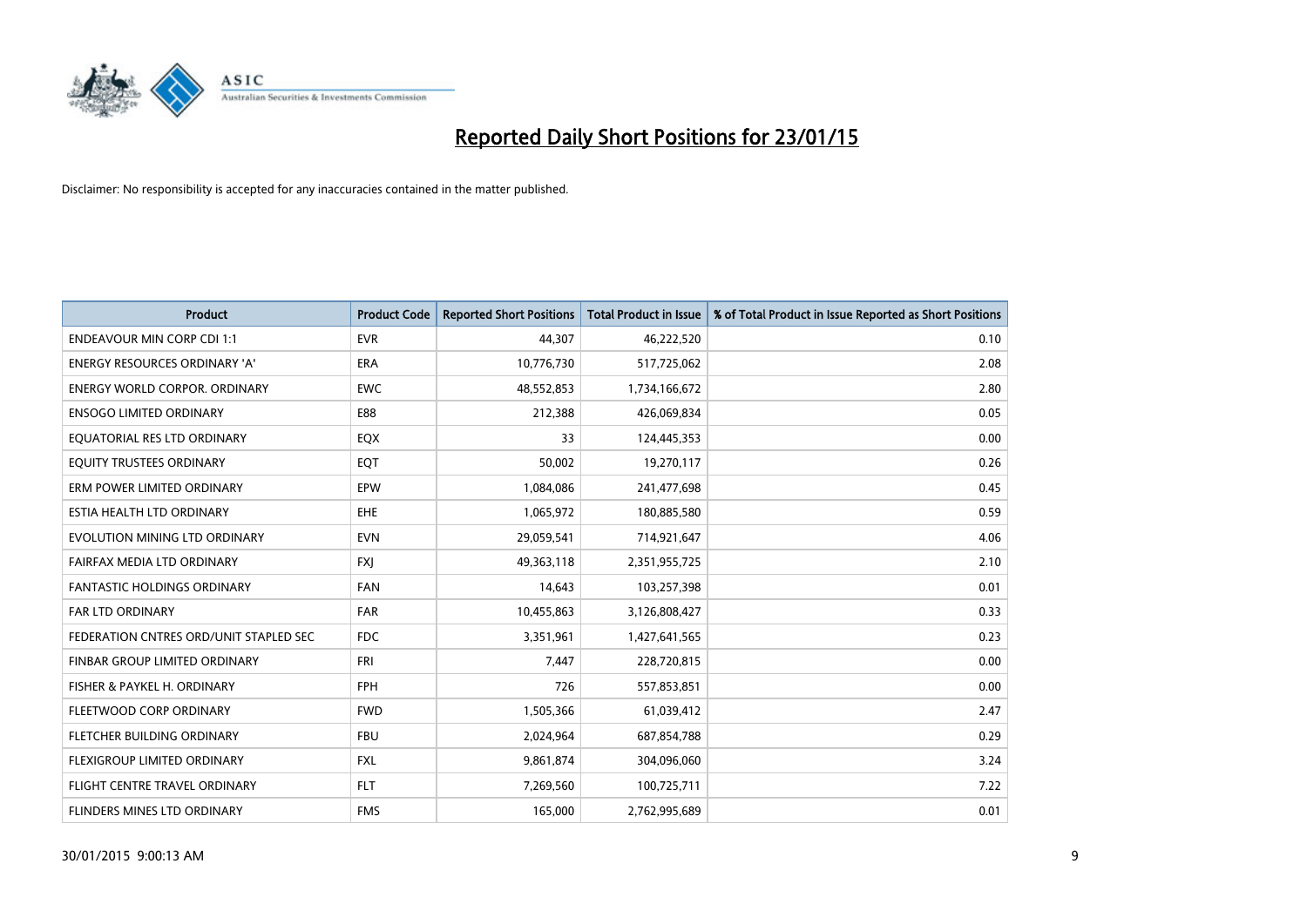# Reported Daily Short Positions for 23/01/15

Disclaimer: No responsibility is accepted for any inaccuracies contained in the matter published.

| Product | Product Code | Reported Short Positions | Total Product in Issue | % of Total Product in Issue Reported as Short Positions |
|---|---|---|---|---|
| ENDEAVOUR MIN CORP CDI 1:1 | EVR | 44,307 | 46,222,520 | 0.10 |
| ENERGY RESOURCES ORDINARY 'A' | ERA | 10,776,730 | 517,725,062 | 2.08 |
| ENERGY WORLD CORPOR. ORDINARY | EWC | 48,552,853 | 1,734,166,672 | 2.80 |
| ENSOGO LIMITED ORDINARY | E88 | 212,388 | 426,069,834 | 0.05 |
| EQUATORIAL RES LTD ORDINARY | EQX | 33 | 124,445,353 | 0.00 |
| EQUITY TRUSTEES ORDINARY | EQT | 50,002 | 19,270,117 | 0.26 |
| ERM POWER LIMITED ORDINARY | EPW | 1,084,086 | 241,477,698 | 0.45 |
| ESTIA HEALTH LTD ORDINARY | EHE | 1,065,972 | 180,885,580 | 0.59 |
| EVOLUTION MINING LTD ORDINARY | EVN | 29,059,541 | 714,921,647 | 4.06 |
| FAIRFAX MEDIA LTD ORDINARY | FXJ | 49,363,118 | 2,351,955,725 | 2.10 |
| FANTASTIC HOLDINGS ORDINARY | FAN | 14,643 | 103,257,398 | 0.01 |
| FAR LTD ORDINARY | FAR | 10,455,863 | 3,126,808,427 | 0.33 |
| FEDERATION CNTRES ORD/UNIT STAPLED SEC | FDC | 3,351,961 | 1,427,641,565 | 0.23 |
| FINBAR GROUP LIMITED ORDINARY | FRI | 7,447 | 228,720,815 | 0.00 |
| FISHER & PAYKEL H. ORDINARY | FPH | 726 | 557,853,851 | 0.00 |
| FLEETWOOD CORP ORDINARY | FWD | 1,505,366 | 61,039,412 | 2.47 |
| FLETCHER BUILDING ORDINARY | FBU | 2,024,964 | 687,854,788 | 0.29 |
| FLEXIGROUP LIMITED ORDINARY | FXL | 9,861,874 | 304,096,060 | 3.24 |
| FLIGHT CENTRE TRAVEL ORDINARY | FLT | 7,269,560 | 100,725,711 | 7.22 |
| FLINDERS MINES LTD ORDINARY | FMS | 165,000 | 2,762,995,689 | 0.01 |

30/01/2015 9:00:13 AM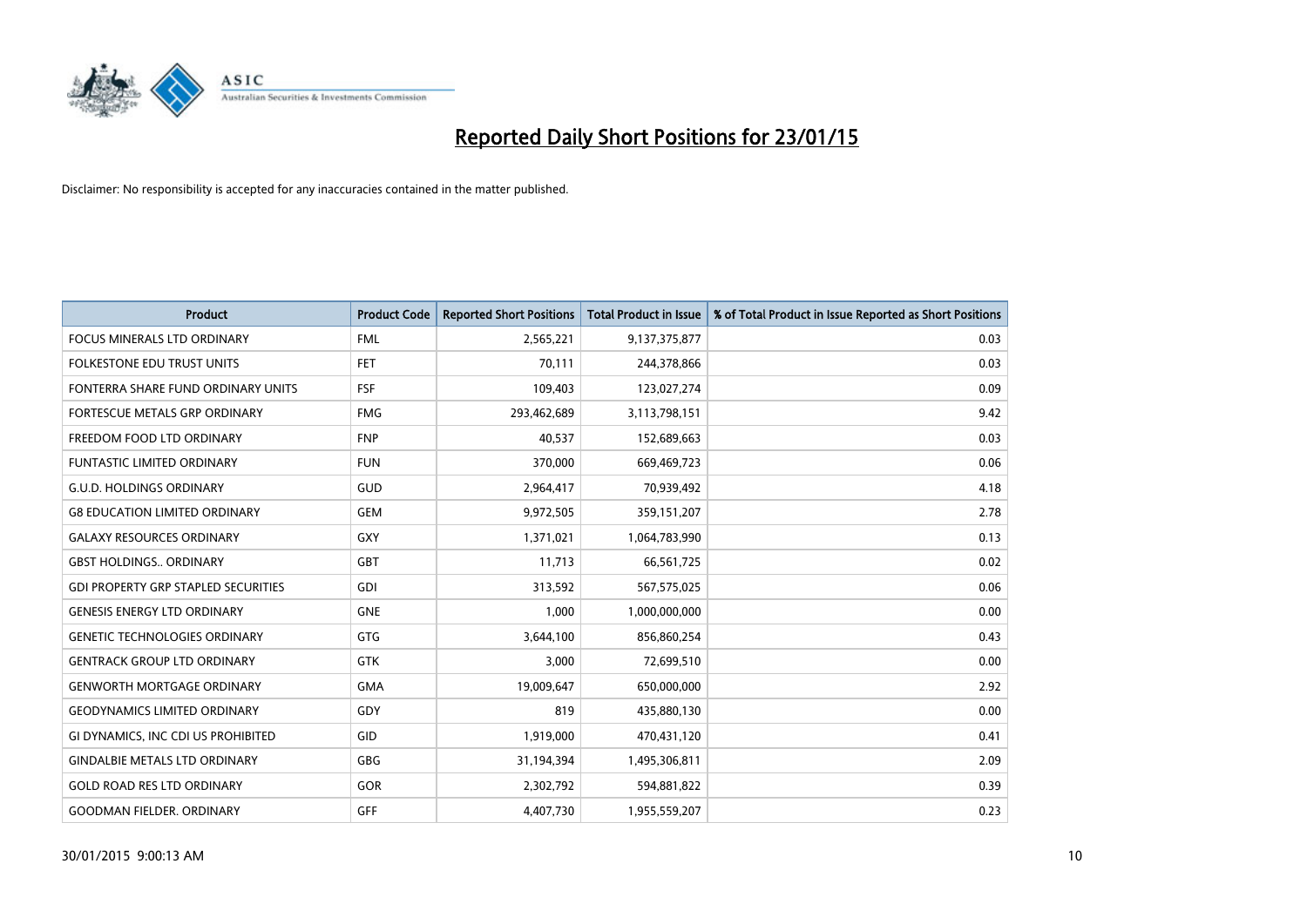# Reported Daily Short Positions for 23/01/15

Disclaimer: No responsibility is accepted for any inaccuracies contained in the matter published.

| Product | Product Code | Reported Short Positions | Total Product in Issue | % of Total Product in Issue Reported as Short Positions |
|---|---|---|---|---|
| FOCUS MINERALS LTD ORDINARY | FML | 2,565,221 | 9,137,375,877 | 0.03 |
| FOLKESTONE EDU TRUST UNITS | FET | 70,111 | 244,378,866 | 0.03 |
| FONTERRA SHARE FUND ORDINARY UNITS | FSF | 109,403 | 123,027,274 | 0.09 |
| FORTESCUE METALS GRP ORDINARY | FMG | 293,462,689 | 3,113,798,151 | 9.42 |
| FREEDOM FOOD LTD ORDINARY | FNP | 40,537 | 152,689,663 | 0.03 |
| FUNTASTIC LIMITED ORDINARY | FUN | 370,000 | 669,469,723 | 0.06 |
| G.U.D. HOLDINGS ORDINARY | GUD | 2,964,417 | 70,939,492 | 4.18 |
| G8 EDUCATION LIMITED ORDINARY | GEM | 9,972,505 | 359,151,207 | 2.78 |
| GALAXY RESOURCES ORDINARY | GXY | 1,371,021 | 1,064,783,990 | 0.13 |
| GBST HOLDINGS.. ORDINARY | GBT | 11,713 | 66,561,725 | 0.02 |
| GDI PROPERTY GRP STAPLED SECURITIES | GDI | 313,592 | 567,575,025 | 0.06 |
| GENESIS ENERGY LTD ORDINARY | GNE | 1,000 | 1,000,000,000 | 0.00 |
| GENETIC TECHNOLOGIES ORDINARY | GTG | 3,644,100 | 856,860,254 | 0.43 |
| GENTRACK GROUP LTD ORDINARY | GTK | 3,000 | 72,699,510 | 0.00 |
| GENWORTH MORTGAGE ORDINARY | GMA | 19,009,647 | 650,000,000 | 2.92 |
| GEODYNAMICS LIMITED ORDINARY | GDY | 819 | 435,880,130 | 0.00 |
| GI DYNAMICS, INC CDI US PROHIBITED | GID | 1,919,000 | 470,431,120 | 0.41 |
| GINDALBIE METALS LTD ORDINARY | GBG | 31,194,394 | 1,495,306,811 | 2.09 |
| GOLD ROAD RES LTD ORDINARY | GOR | 2,302,792 | 594,881,822 | 0.39 |
| GOODMAN FIELDER. ORDINARY | GFF | 4,407,730 | 1,955,559,207 | 0.23 |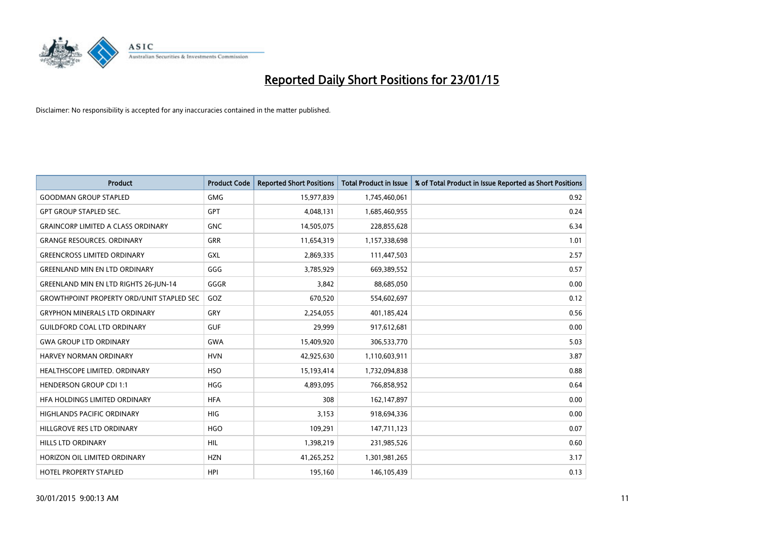# Reported Daily Short Positions for 23/01/15

Disclaimer: No responsibility is accepted for any inaccuracies contained in the matter published.

| Product | Product Code | Reported Short Positions | Total Product in Issue | % of Total Product in Issue Reported as Short Positions |
|---|---|---|---|---|
| GOODMAN GROUP STAPLED | GMG | 15,977,839 | 1,745,460,061 | 0.92 |
| GPT GROUP STAPLED SEC. | GPT | 4,048,131 | 1,685,460,955 | 0.24 |
| GRAINCORP LIMITED A CLASS ORDINARY | GNC | 14,505,075 | 228,855,628 | 6.34 |
| GRANGE RESOURCES. ORDINARY | GRR | 11,654,319 | 1,157,338,698 | 1.01 |
| GREENCROSS LIMITED ORDINARY | GXL | 2,869,335 | 111,447,503 | 2.57 |
| GREENLAND MIN EN LTD ORDINARY | GGG | 3,785,929 | 669,389,552 | 0.57 |
| GREENLAND MIN EN LTD RIGHTS 26-JUN-14 | GGGR | 3,842 | 88,685,050 | 0.00 |
| GROWTHPOINT PROPERTY ORD/UNIT STAPLED SEC | GOZ | 670,520 | 554,602,697 | 0.12 |
| GRYPHON MINERALS LTD ORDINARY | GRY | 2,254,055 | 401,185,424 | 0.56 |
| GUILDFORD COAL LTD ORDINARY | GUF | 29,999 | 917,612,681 | 0.00 |
| GWA GROUP LTD ORDINARY | GWA | 15,409,920 | 306,533,770 | 5.03 |
| HARVEY NORMAN ORDINARY | HVN | 42,925,630 | 1,110,603,911 | 3.87 |
| HEALTHSCOPE LIMITED. ORDINARY | HSO | 15,193,414 | 1,732,094,838 | 0.88 |
| HENDERSON GROUP CDI 1:1 | HGG | 4,893,095 | 766,858,952 | 0.64 |
| HFA HOLDINGS LIMITED ORDINARY | HFA | 308 | 162,147,897 | 0.00 |
| HIGHLANDS PACIFIC ORDINARY | HIG | 3,153 | 918,694,336 | 0.00 |
| HILLGROVE RES LTD ORDINARY | HGO | 109,291 | 147,711,123 | 0.07 |
| HILLS LTD ORDINARY | HIL | 1,398,219 | 231,985,526 | 0.60 |
| HORIZON OIL LIMITED ORDINARY | HZN | 41,265,252 | 1,301,981,265 | 3.17 |
| HOTEL PROPERTY STAPLED | HPI | 195,160 | 146,105,439 | 0.13 |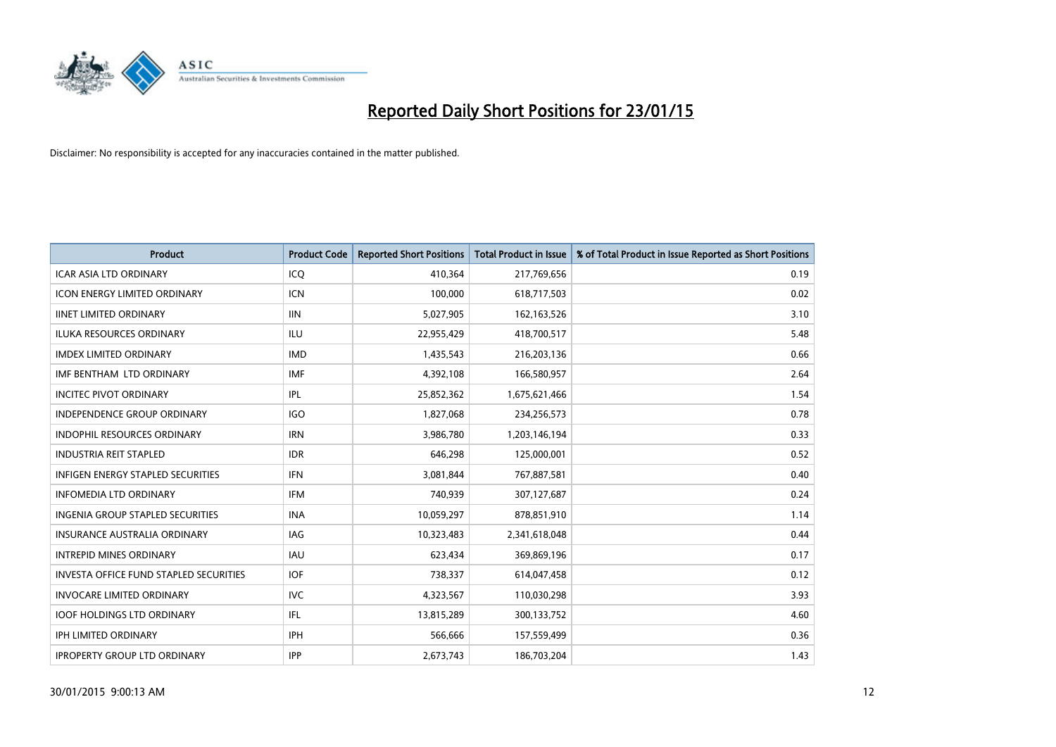# Reported Daily Short Positions for 23/01/15

Disclaimer: No responsibility is accepted for any inaccuracies contained in the matter published.

| Product | Product Code | Reported Short Positions | Total Product in Issue | % of Total Product in Issue Reported as Short Positions |
|---|---|---|---|---|
| ICAR ASIA LTD ORDINARY | ICQ | 410,364 | 217,769,656 | 0.19 |
| ICON ENERGY LIMITED ORDINARY | ICN | 100,000 | 618,717,503 | 0.02 |
| IINET LIMITED ORDINARY | IIN | 5,027,905 | 162,163,526 | 3.10 |
| ILUKA RESOURCES ORDINARY | ILU | 22,955,429 | 418,700,517 | 5.48 |
| IMDEX LIMITED ORDINARY | IMD | 1,435,543 | 216,203,136 | 0.66 |
| IMF BENTHAM LTD ORDINARY | IMF | 4,392,108 | 166,580,957 | 2.64 |
| INCITEC PIVOT ORDINARY | IPL | 25,852,362 | 1,675,621,466 | 1.54 |
| INDEPENDENCE GROUP ORDINARY | IGO | 1,827,068 | 234,256,573 | 0.78 |
| INDOPHIL RESOURCES ORDINARY | IRN | 3,986,780 | 1,203,146,194 | 0.33 |
| INDUSTRIA REIT STAPLED | IDR | 646,298 | 125,000,001 | 0.52 |
| INFIGEN ENERGY STAPLED SECURITIES | IFN | 3,081,844 | 767,887,581 | 0.40 |
| INFOMEDIA LTD ORDINARY | IFM | 740,939 | 307,127,687 | 0.24 |
| INGENIA GROUP STAPLED SECURITIES | INA | 10,059,297 | 878,851,910 | 1.14 |
| INSURANCE AUSTRALIA ORDINARY | IAG | 10,323,483 | 2,341,618,048 | 0.44 |
| INTREPID MINES ORDINARY | IAU | 623,434 | 369,869,196 | 0.17 |
| INVESTA OFFICE FUND STAPLED SECURITIES | IOF | 738,337 | 614,047,458 | 0.12 |
| INVOCARE LIMITED ORDINARY | IVC | 4,323,567 | 110,030,298 | 3.93 |
| IOOF HOLDINGS LTD ORDINARY | IFL | 13,815,289 | 300,133,752 | 4.60 |
| IPH LIMITED ORDINARY | IPH | 566,666 | 157,559,499 | 0.36 |
| IPROPERTY GROUP LTD ORDINARY | IPP | 2,673,743 | 186,703,204 | 1.43 |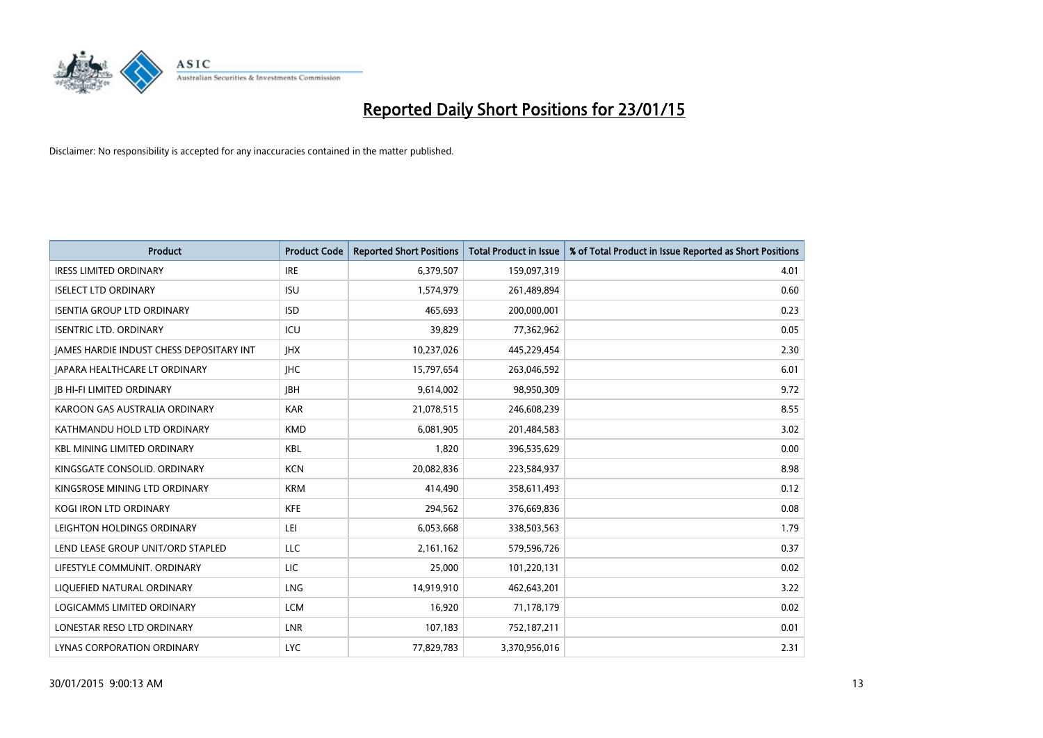# Reported Daily Short Positions for 23/01/15

Disclaimer: No responsibility is accepted for any inaccuracies contained in the matter published.

| Product | Product Code | Reported Short Positions | Total Product in Issue | % of Total Product in Issue Reported as Short Positions |
|---|---|---|---|---|
| IRESS LIMITED ORDINARY | IRE | 6,379,507 | 159,097,319 | 4.01 |
| ISELECT LTD ORDINARY | ISU | 1,574,979 | 261,489,894 | 0.60 |
| ISENTIA GROUP LTD ORDINARY | ISD | 465,693 | 200,000,001 | 0.23 |
| ISENTRIC LTD. ORDINARY | ICU | 39,829 | 77,362,962 | 0.05 |
| JAMES HARDIE INDUST CHESS DEPOSITARY INT | JHX | 10,237,026 | 445,229,454 | 2.30 |
| JAPARA HEALTHCARE LT ORDINARY | JHC | 15,797,654 | 263,046,592 | 6.01 |
| JB HI-FI LIMITED ORDINARY | JBH | 9,614,002 | 98,950,309 | 9.72 |
| KAROON GAS AUSTRALIA ORDINARY | KAR | 21,078,515 | 246,608,239 | 8.55 |
| KATHMANDU HOLD LTD ORDINARY | KMD | 6,081,905 | 201,484,583 | 3.02 |
| KBL MINING LIMITED ORDINARY | KBL | 1,820 | 396,535,629 | 0.00 |
| KINGSGATE CONSOLID. ORDINARY | KCN | 20,082,836 | 223,584,937 | 8.98 |
| KINGSROSE MINING LTD ORDINARY | KRM | 414,490 | 358,611,493 | 0.12 |
| KOGI IRON LTD ORDINARY | KFE | 294,562 | 376,669,836 | 0.08 |
| LEIGHTON HOLDINGS ORDINARY | LEI | 6,053,668 | 338,503,563 | 1.79 |
| LEND LEASE GROUP UNIT/ORD STAPLED | LLC | 2,161,162 | 579,596,726 | 0.37 |
| LIFESTYLE COMMUNIT. ORDINARY | LIC | 25,000 | 101,220,131 | 0.02 |
| LIQUEFIED NATURAL ORDINARY | LNG | 14,919,910 | 462,643,201 | 3.22 |
| LOGICAMMS LIMITED ORDINARY | LCM | 16,920 | 71,178,179 | 0.02 |
| LONESTAR RESO LTD ORDINARY | LNR | 107,183 | 752,187,211 | 0.01 |
| LYNAS CORPORATION ORDINARY | LYC | 77,829,783 | 3,370,956,016 | 2.31 |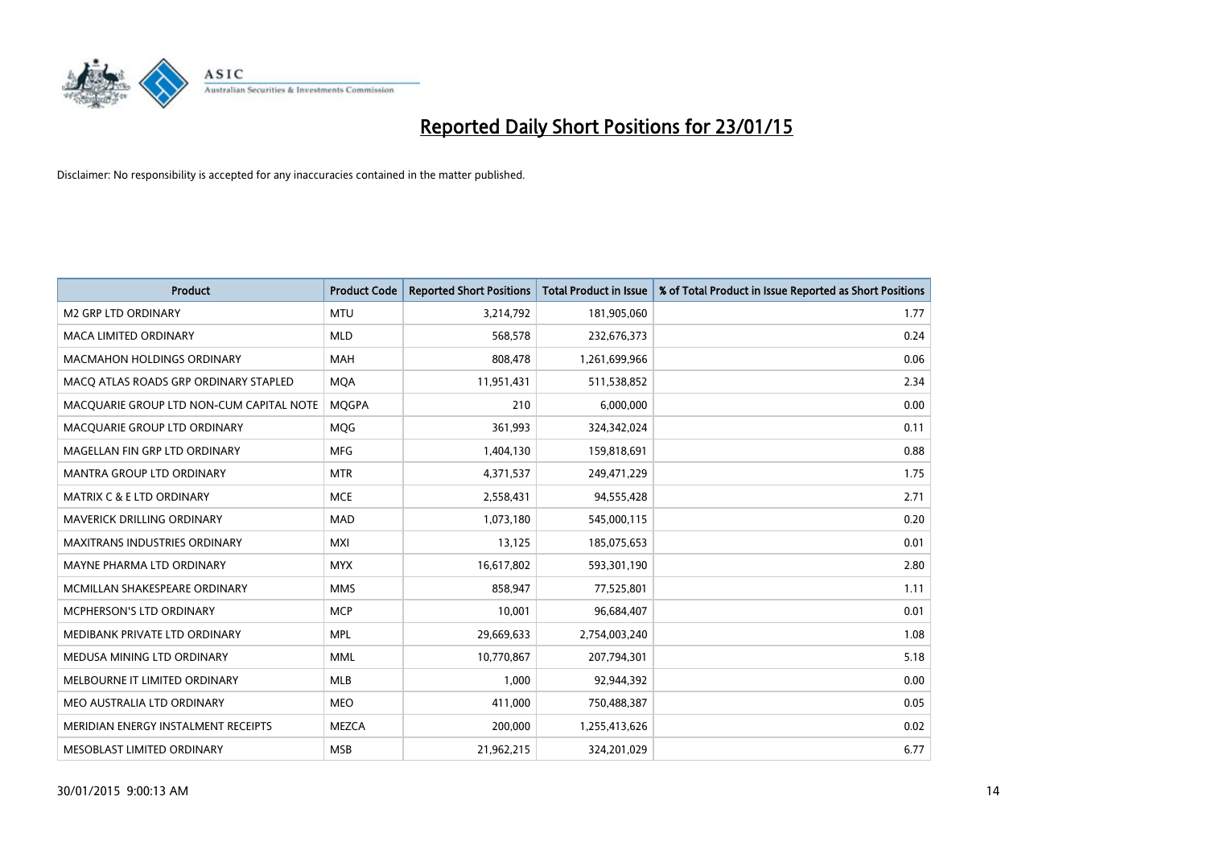# Reported Daily Short Positions for 23/01/15

Disclaimer: No responsibility is accepted for any inaccuracies contained in the matter published.

| Product | Product Code | Reported Short Positions | Total Product in Issue | % of Total Product in Issue Reported as Short Positions |
|---|---|---|---|---|
| M2 GRP LTD ORDINARY | MTU | 3,214,792 | 181,905,060 | 1.77 |
| MACA LIMITED ORDINARY | MLD | 568,578 | 232,676,373 | 0.24 |
| MACMAHON HOLDINGS ORDINARY | MAH | 808,478 | 1,261,699,966 | 0.06 |
| MACQ ATLAS ROADS GRP ORDINARY STAPLED | MQA | 11,951,431 | 511,538,852 | 2.34 |
| MACQUARIE GROUP LTD NON-CUM CAPITAL NOTE | MQGPA | 210 | 6,000,000 | 0.00 |
| MACQUARIE GROUP LTD ORDINARY | MQG | 361,993 | 324,342,024 | 0.11 |
| MAGELLAN FIN GRP LTD ORDINARY | MFG | 1,404,130 | 159,818,691 | 0.88 |
| MANTRA GROUP LTD ORDINARY | MTR | 4,371,537 | 249,471,229 | 1.75 |
| MATRIX C & E LTD ORDINARY | MCE | 2,558,431 | 94,555,428 | 2.71 |
| MAVERICK DRILLING ORDINARY | MAD | 1,073,180 | 545,000,115 | 0.20 |
| MAXITRANS INDUSTRIES ORDINARY | MXI | 13,125 | 185,075,653 | 0.01 |
| MAYNE PHARMA LTD ORDINARY | MYX | 16,617,802 | 593,301,190 | 2.80 |
| MCMILLAN SHAKESPEARE ORDINARY | MMS | 858,947 | 77,525,801 | 1.11 |
| MCPHERSON'S LTD ORDINARY | MCP | 10,001 | 96,684,407 | 0.01 |
| MEDIBANK PRIVATE LTD ORDINARY | MPL | 29,669,633 | 2,754,003,240 | 1.08 |
| MEDUSA MINING LTD ORDINARY | MML | 10,770,867 | 207,794,301 | 5.18 |
| MELBOURNE IT LIMITED ORDINARY | MLB | 1,000 | 92,944,392 | 0.00 |
| MEO AUSTRALIA LTD ORDINARY | MEO | 411,000 | 750,488,387 | 0.05 |
| MERIDIAN ENERGY INSTALMENT RECEIPTS | MEZCA | 200,000 | 1,255,413,626 | 0.02 |
| MESOBLAST LIMITED ORDINARY | MSB | 21,962,215 | 324,201,029 | 6.77 |

30/01/2015 9:00:13 AM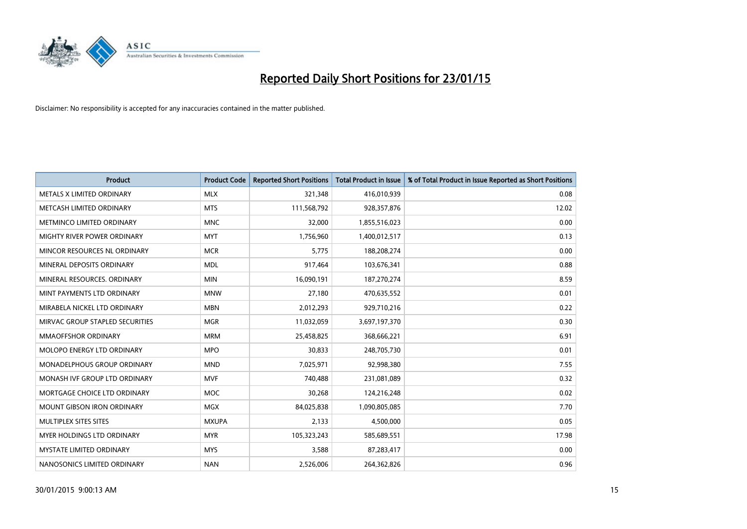# Reported Daily Short Positions for 23/01/15

Disclaimer: No responsibility is accepted for any inaccuracies contained in the matter published.

| Product | Product Code | Reported Short Positions | Total Product in Issue | % of Total Product in Issue Reported as Short Positions |
|---|---|---|---|---|
| METALS X LIMITED ORDINARY | MLX | 321,348 | 416,010,939 | 0.08 |
| METCASH LIMITED ORDINARY | MTS | 111,568,792 | 928,357,876 | 12.02 |
| METMINCO LIMITED ORDINARY | MNC | 32,000 | 1,855,516,023 | 0.00 |
| MIGHTY RIVER POWER ORDINARY | MYT | 1,756,960 | 1,400,012,517 | 0.13 |
| MINCOR RESOURCES NL ORDINARY | MCR | 5,775 | 188,208,274 | 0.00 |
| MINERAL DEPOSITS ORDINARY | MDL | 917,464 | 103,676,341 | 0.88 |
| MINERAL RESOURCES. ORDINARY | MIN | 16,090,191 | 187,270,274 | 8.59 |
| MINT PAYMENTS LTD ORDINARY | MNW | 27,180 | 470,635,552 | 0.01 |
| MIRABELA NICKEL LTD ORDINARY | MBN | 2,012,293 | 929,710,216 | 0.22 |
| MIRVAC GROUP STAPLED SECURITIES | MGR | 11,032,059 | 3,697,197,370 | 0.30 |
| MMAOFFSHOR ORDINARY | MRM | 25,458,825 | 368,666,221 | 6.91 |
| MOLOPO ENERGY LTD ORDINARY | MPO | 30,833 | 248,705,730 | 0.01 |
| MONADELPHOUS GROUP ORDINARY | MND | 7,025,971 | 92,998,380 | 7.55 |
| MONASH IVF GROUP LTD ORDINARY | MVF | 740,488 | 231,081,089 | 0.32 |
| MORTGAGE CHOICE LTD ORDINARY | MOC | 30,268 | 124,216,248 | 0.02 |
| MOUNT GIBSON IRON ORDINARY | MGX | 84,025,838 | 1,090,805,085 | 7.70 |
| MULTIPLEX SITES SITES | MXUPA | 2,133 | 4,500,000 | 0.05 |
| MYER HOLDINGS LTD ORDINARY | MYR | 105,323,243 | 585,689,551 | 17.98 |
| MYSTATE LIMITED ORDINARY | MYS | 3,588 | 87,283,417 | 0.00 |
| NANOSONICS LIMITED ORDINARY | NAN | 2,526,006 | 264,362,826 | 0.96 |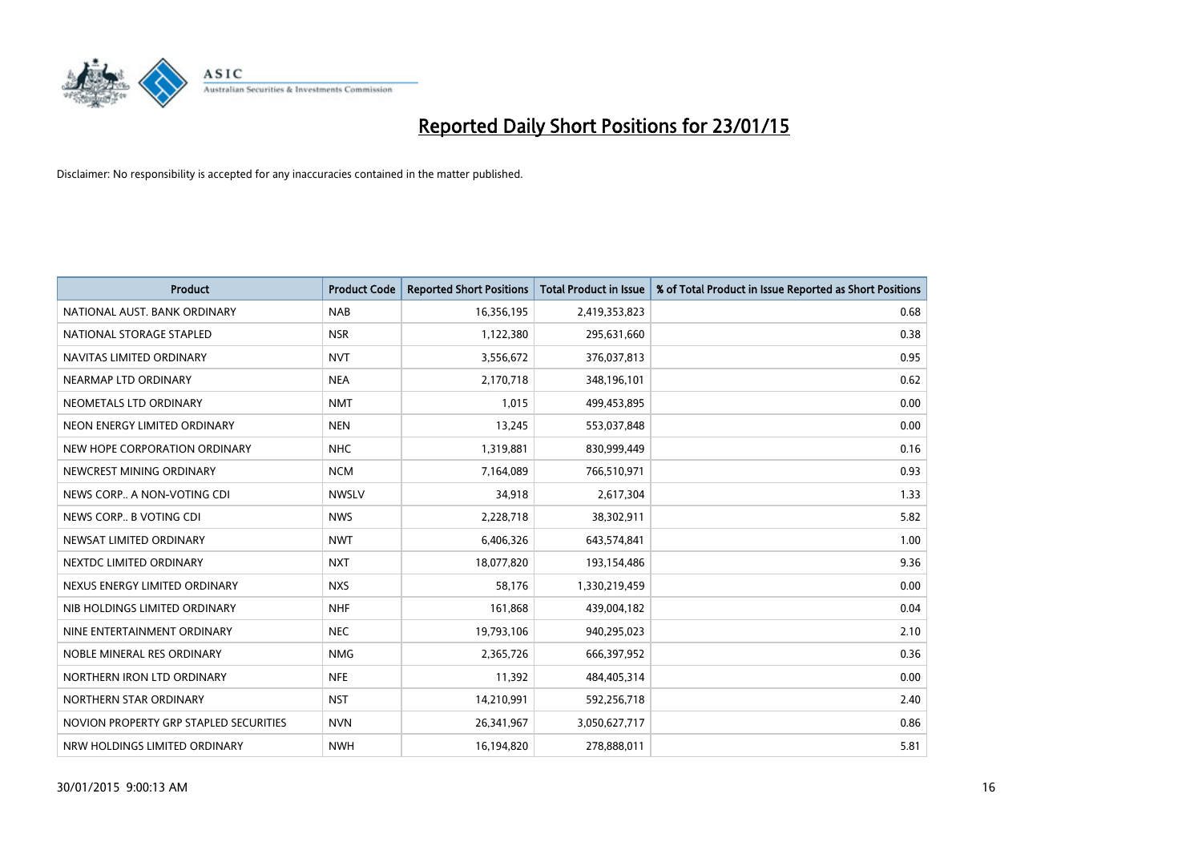# Reported Daily Short Positions for 23/01/15

Disclaimer: No responsibility is accepted for any inaccuracies contained in the matter published.

| Product | Product Code | Reported Short Positions | Total Product in Issue | % of Total Product in Issue Reported as Short Positions |
|---|---|---|---|---|
| NATIONAL AUST. BANK ORDINARY | NAB | 16,356,195 | 2,419,353,823 | 0.68 |
| NATIONAL STORAGE STAPLED | NSR | 1,122,380 | 295,631,660 | 0.38 |
| NAVITAS LIMITED ORDINARY | NVT | 3,556,672 | 376,037,813 | 0.95 |
| NEARMAP LTD ORDINARY | NEA | 2,170,718 | 348,196,101 | 0.62 |
| NEOMETALS LTD ORDINARY | NMT | 1,015 | 499,453,895 | 0.00 |
| NEON ENERGY LIMITED ORDINARY | NEN | 13,245 | 553,037,848 | 0.00 |
| NEW HOPE CORPORATION ORDINARY | NHC | 1,319,881 | 830,999,449 | 0.16 |
| NEWCREST MINING ORDINARY | NCM | 7,164,089 | 766,510,971 | 0.93 |
| NEWS CORP.. A NON-VOTING CDI | NWSLV | 34,918 | 2,617,304 | 1.33 |
| NEWS CORP.. B VOTING CDI | NWS | 2,228,718 | 38,302,911 | 5.82 |
| NEWSAT LIMITED ORDINARY | NWT | 6,406,326 | 643,574,841 | 1.00 |
| NEXTDC LIMITED ORDINARY | NXT | 18,077,820 | 193,154,486 | 9.36 |
| NEXUS ENERGY LIMITED ORDINARY | NXS | 58,176 | 1,330,219,459 | 0.00 |
| NIB HOLDINGS LIMITED ORDINARY | NHF | 161,868 | 439,004,182 | 0.04 |
| NINE ENTERTAINMENT ORDINARY | NEC | 19,793,106 | 940,295,023 | 2.10 |
| NOBLE MINERAL RES ORDINARY | NMG | 2,365,726 | 666,397,952 | 0.36 |
| NORTHERN IRON LTD ORDINARY | NFE | 11,392 | 484,405,314 | 0.00 |
| NORTHERN STAR ORDINARY | NST | 14,210,991 | 592,256,718 | 2.40 |
| NOVION PROPERTY GRP STAPLED SECURITIES | NVN | 26,341,967 | 3,050,627,717 | 0.86 |
| NRW HOLDINGS LIMITED ORDINARY | NWH | 16,194,820 | 278,888,011 | 5.81 |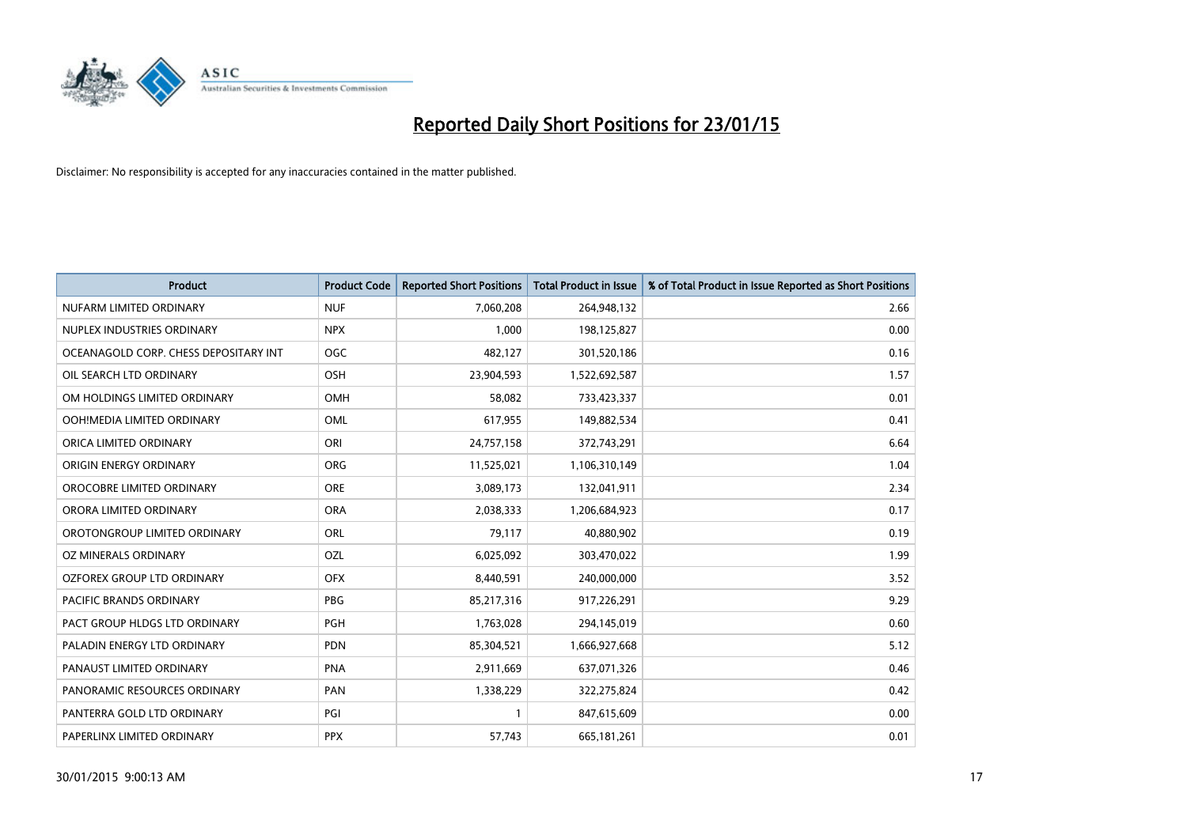# Reported Daily Short Positions for 23/01/15

Disclaimer: No responsibility is accepted for any inaccuracies contained in the matter published.

| Product | Product Code | Reported Short Positions | Total Product in Issue | % of Total Product in Issue Reported as Short Positions |
|---|---|---|---|---|
| NUFARM LIMITED ORDINARY | NUF | 7,060,208 | 264,948,132 | 2.66 |
| NUPLEX INDUSTRIES ORDINARY | NPX | 1,000 | 198,125,827 | 0.00 |
| OCEANAGOLD CORP. CHESS DEPOSITARY INT | OGC | 482,127 | 301,520,186 | 0.16 |
| OIL SEARCH LTD ORDINARY | OSH | 23,904,593 | 1,522,692,587 | 1.57 |
| OM HOLDINGS LIMITED ORDINARY | OMH | 58,082 | 733,423,337 | 0.01 |
| OOH!MEDIA LIMITED ORDINARY | OML | 617,955 | 149,882,534 | 0.41 |
| ORICA LIMITED ORDINARY | ORI | 24,757,158 | 372,743,291 | 6.64 |
| ORIGIN ENERGY ORDINARY | ORG | 11,525,021 | 1,106,310,149 | 1.04 |
| OROCOBRE LIMITED ORDINARY | ORE | 3,089,173 | 132,041,911 | 2.34 |
| ORORA LIMITED ORDINARY | ORA | 2,038,333 | 1,206,684,923 | 0.17 |
| OROTONGROUP LIMITED ORDINARY | ORL | 79,117 | 40,880,902 | 0.19 |
| OZ MINERALS ORDINARY | OZL | 6,025,092 | 303,470,022 | 1.99 |
| OZFOREX GROUP LTD ORDINARY | OFX | 8,440,591 | 240,000,000 | 3.52 |
| PACIFIC BRANDS ORDINARY | PBG | 85,217,316 | 917,226,291 | 9.29 |
| PACT GROUP HLDGS LTD ORDINARY | PGH | 1,763,028 | 294,145,019 | 0.60 |
| PALADIN ENERGY LTD ORDINARY | PDN | 85,304,521 | 1,666,927,668 | 5.12 |
| PANAUST LIMITED ORDINARY | PNA | 2,911,669 | 637,071,326 | 0.46 |
| PANORAMIC RESOURCES ORDINARY | PAN | 1,338,229 | 322,275,824 | 0.42 |
| PANTERRA GOLD LTD ORDINARY | PGI | 1 | 847,615,609 | 0.00 |
| PAPERLINX LIMITED ORDINARY | PPX | 57,743 | 665,181,261 | 0.01 |

30/01/2015 9:00:13 AM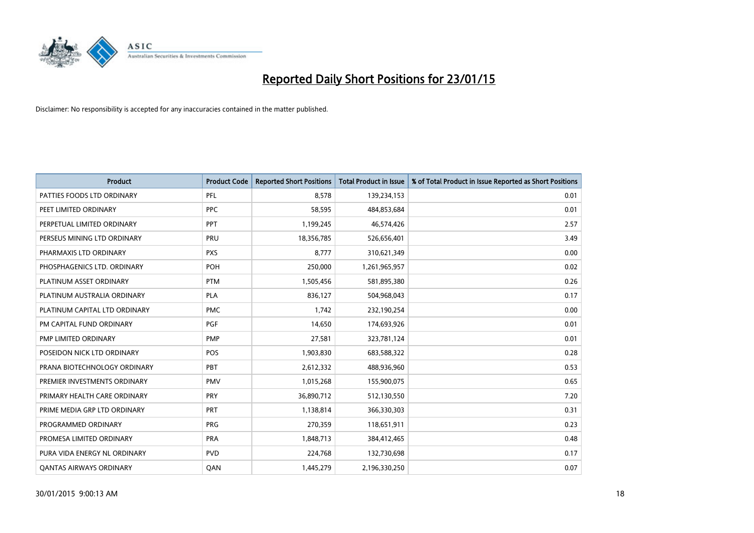# Reported Daily Short Positions for 23/01/15

Disclaimer: No responsibility is accepted for any inaccuracies contained in the matter published.

| Product | Product Code | Reported Short Positions | Total Product in Issue | % of Total Product in Issue Reported as Short Positions |
|---|---|---|---|---|
| PATTIES FOODS LTD ORDINARY | PFL | 8,578 | 139,234,153 | 0.01 |
| PEET LIMITED ORDINARY | PPC | 58,595 | 484,853,684 | 0.01 |
| PERPETUAL LIMITED ORDINARY | PPT | 1,199,245 | 46,574,426 | 2.57 |
| PERSEUS MINING LTD ORDINARY | PRU | 18,356,785 | 526,656,401 | 3.49 |
| PHARMAXIS LTD ORDINARY | PXS | 8,777 | 310,621,349 | 0.00 |
| PHOSPHAGENICS LTD. ORDINARY | POH | 250,000 | 1,261,965,957 | 0.02 |
| PLATINUM ASSET ORDINARY | PTM | 1,505,456 | 581,895,380 | 0.26 |
| PLATINUM AUSTRALIA ORDINARY | PLA | 836,127 | 504,968,043 | 0.17 |
| PLATINUM CAPITAL LTD ORDINARY | PMC | 1,742 | 232,190,254 | 0.00 |
| PM CAPITAL FUND ORDINARY | PGF | 14,650 | 174,693,926 | 0.01 |
| PMP LIMITED ORDINARY | PMP | 27,581 | 323,781,124 | 0.01 |
| POSEIDON NICK LTD ORDINARY | POS | 1,903,830 | 683,588,322 | 0.28 |
| PRANA BIOTECHNOLOGY ORDINARY | PBT | 2,612,332 | 488,936,960 | 0.53 |
| PREMIER INVESTMENTS ORDINARY | PMV | 1,015,268 | 155,900,075 | 0.65 |
| PRIMARY HEALTH CARE ORDINARY | PRY | 36,890,712 | 512,130,550 | 7.20 |
| PRIME MEDIA GRP LTD ORDINARY | PRT | 1,138,814 | 366,330,303 | 0.31 |
| PROGRAMMED ORDINARY | PRG | 270,359 | 118,651,911 | 0.23 |
| PROMESA LIMITED ORDINARY | PRA | 1,848,713 | 384,412,465 | 0.48 |
| PURA VIDA ENERGY NL ORDINARY | PVD | 224,768 | 132,730,698 | 0.17 |
| QANTAS AIRWAYS ORDINARY | QAN | 1,445,279 | 2,196,330,250 | 0.07 |

30/01/2015 9:00:13 AM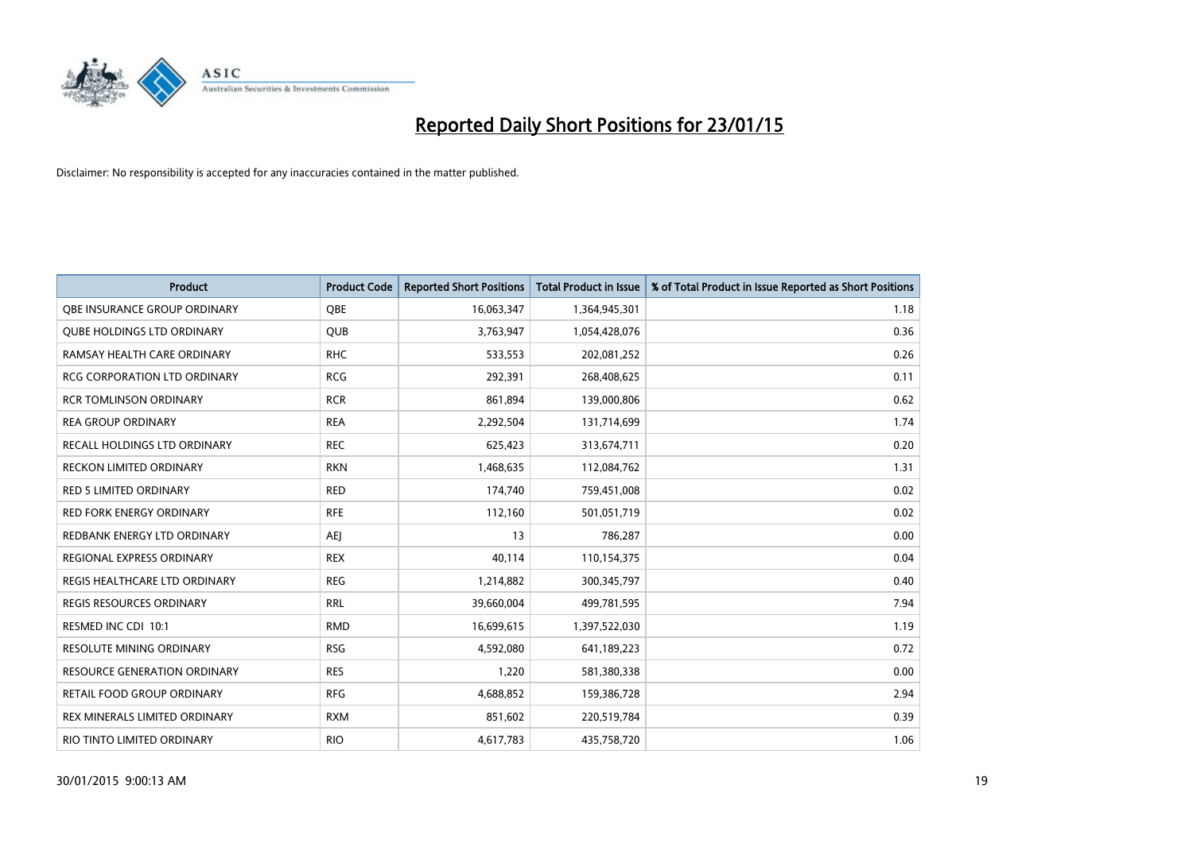# Reported Daily Short Positions for 23/01/15

Disclaimer: No responsibility is accepted for any inaccuracies contained in the matter published.

| Product | Product Code | Reported Short Positions | Total Product in Issue | % of Total Product in Issue Reported as Short Positions |
|---|---|---|---|---|
| QBE INSURANCE GROUP ORDINARY | QBE | 16,063,347 | 1,364,945,301 | 1.18 |
| QUBE HOLDINGS LTD ORDINARY | QUB | 3,763,947 | 1,054,428,076 | 0.36 |
| RAMSAY HEALTH CARE ORDINARY | RHC | 533,553 | 202,081,252 | 0.26 |
| RCG CORPORATION LTD ORDINARY | RCG | 292,391 | 268,408,625 | 0.11 |
| RCR TOMLINSON ORDINARY | RCR | 861,894 | 139,000,806 | 0.62 |
| REA GROUP ORDINARY | REA | 2,292,504 | 131,714,699 | 1.74 |
| RECALL HOLDINGS LTD ORDINARY | REC | 625,423 | 313,674,711 | 0.20 |
| RECKON LIMITED ORDINARY | RKN | 1,468,635 | 112,084,762 | 1.31 |
| RED 5 LIMITED ORDINARY | RED | 174,740 | 759,451,008 | 0.02 |
| RED FORK ENERGY ORDINARY | RFE | 112,160 | 501,051,719 | 0.02 |
| REDBANK ENERGY LTD ORDINARY | AEJ | 13 | 786,287 | 0.00 |
| REGIONAL EXPRESS ORDINARY | REX | 40,114 | 110,154,375 | 0.04 |
| REGIS HEALTHCARE LTD ORDINARY | REG | 1,214,882 | 300,345,797 | 0.40 |
| REGIS RESOURCES ORDINARY | RRL | 39,660,004 | 499,781,595 | 7.94 |
| RESMED INC CDI 10:1 | RMD | 16,699,615 | 1,397,522,030 | 1.19 |
| RESOLUTE MINING ORDINARY | RSG | 4,592,080 | 641,189,223 | 0.72 |
| RESOURCE GENERATION ORDINARY | RES | 1,220 | 581,380,338 | 0.00 |
| RETAIL FOOD GROUP ORDINARY | RFG | 4,688,852 | 159,386,728 | 2.94 |
| REX MINERALS LIMITED ORDINARY | RXM | 851,602 | 220,519,784 | 0.39 |
| RIO TINTO LIMITED ORDINARY | RIO | 4,617,783 | 435,758,720 | 1.06 |

30/01/2015 9:00:13 AM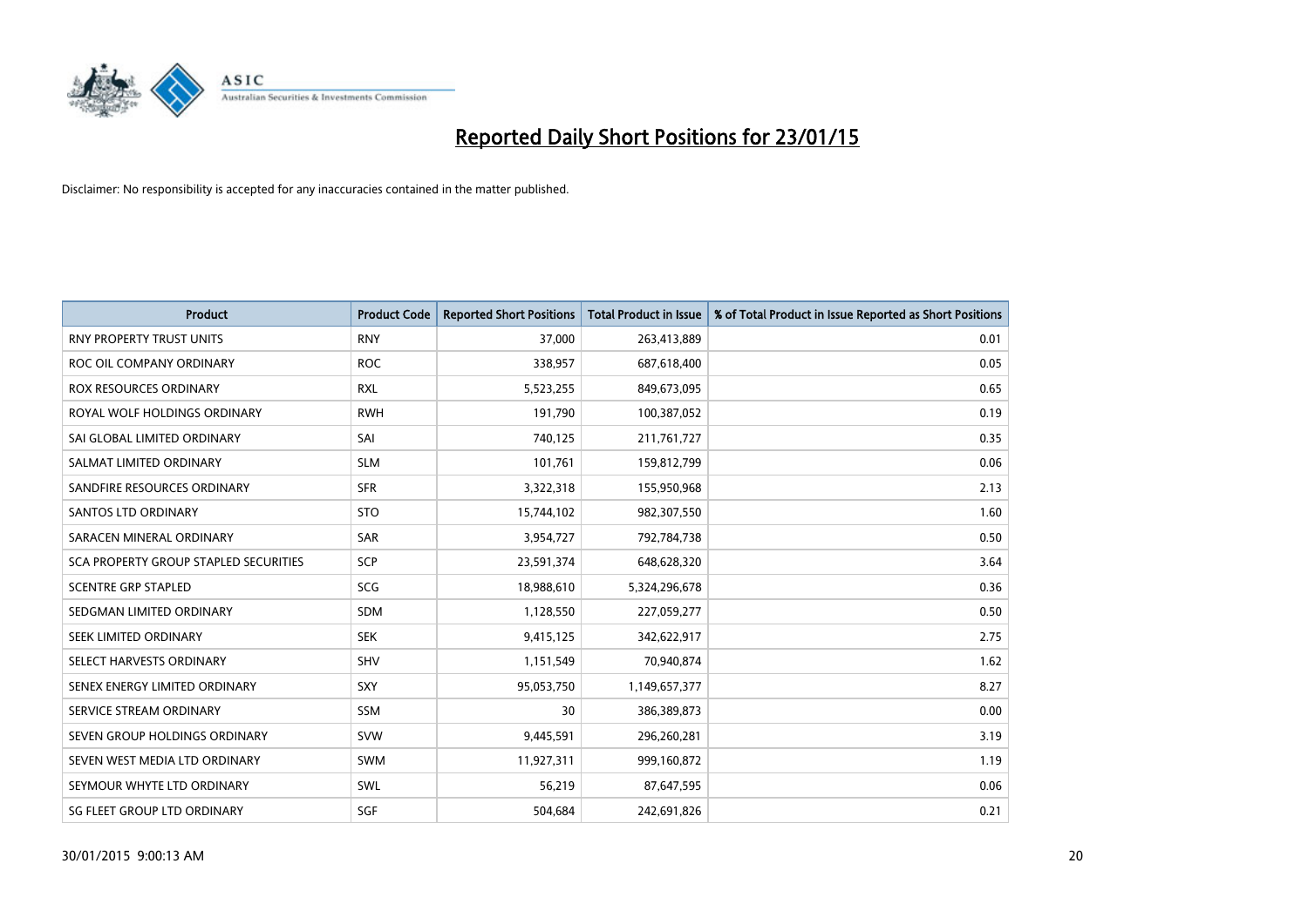# Reported Daily Short Positions for 23/01/15

Disclaimer: No responsibility is accepted for any inaccuracies contained in the matter published.

| Product | Product Code | Reported Short Positions | Total Product in Issue | % of Total Product in Issue Reported as Short Positions |
|---|---|---|---|---|
| RNY PROPERTY TRUST UNITS | RNY | 37,000 | 263,413,889 | 0.01 |
| ROC OIL COMPANY ORDINARY | ROC | 338,957 | 687,618,400 | 0.05 |
| ROX RESOURCES ORDINARY | RXL | 5,523,255 | 849,673,095 | 0.65 |
| ROYAL WOLF HOLDINGS ORDINARY | RWH | 191,790 | 100,387,052 | 0.19 |
| SAI GLOBAL LIMITED ORDINARY | SAI | 740,125 | 211,761,727 | 0.35 |
| SALMAT LIMITED ORDINARY | SLM | 101,761 | 159,812,799 | 0.06 |
| SANDFIRE RESOURCES ORDINARY | SFR | 3,322,318 | 155,950,968 | 2.13 |
| SANTOS LTD ORDINARY | STO | 15,744,102 | 982,307,550 | 1.60 |
| SARACEN MINERAL ORDINARY | SAR | 3,954,727 | 792,784,738 | 0.50 |
| SCA PROPERTY GROUP STAPLED SECURITIES | SCP | 23,591,374 | 648,628,320 | 3.64 |
| SCENTRE GRP STAPLED | SCG | 18,988,610 | 5,324,296,678 | 0.36 |
| SEDGMAN LIMITED ORDINARY | SDM | 1,128,550 | 227,059,277 | 0.50 |
| SEEK LIMITED ORDINARY | SEK | 9,415,125 | 342,622,917 | 2.75 |
| SELECT HARVESTS ORDINARY | SHV | 1,151,549 | 70,940,874 | 1.62 |
| SENEX ENERGY LIMITED ORDINARY | SXY | 95,053,750 | 1,149,657,377 | 8.27 |
| SERVICE STREAM ORDINARY | SSM | 30 | 386,389,873 | 0.00 |
| SEVEN GROUP HOLDINGS ORDINARY | SVW | 9,445,591 | 296,260,281 | 3.19 |
| SEVEN WEST MEDIA LTD ORDINARY | SWM | 11,927,311 | 999,160,872 | 1.19 |
| SEYMOUR WHYTE LTD ORDINARY | SWL | 56,219 | 87,647,595 | 0.06 |
| SG FLEET GROUP LTD ORDINARY | SGF | 504,684 | 242,691,826 | 0.21 |

30/01/2015 9:00:13 AM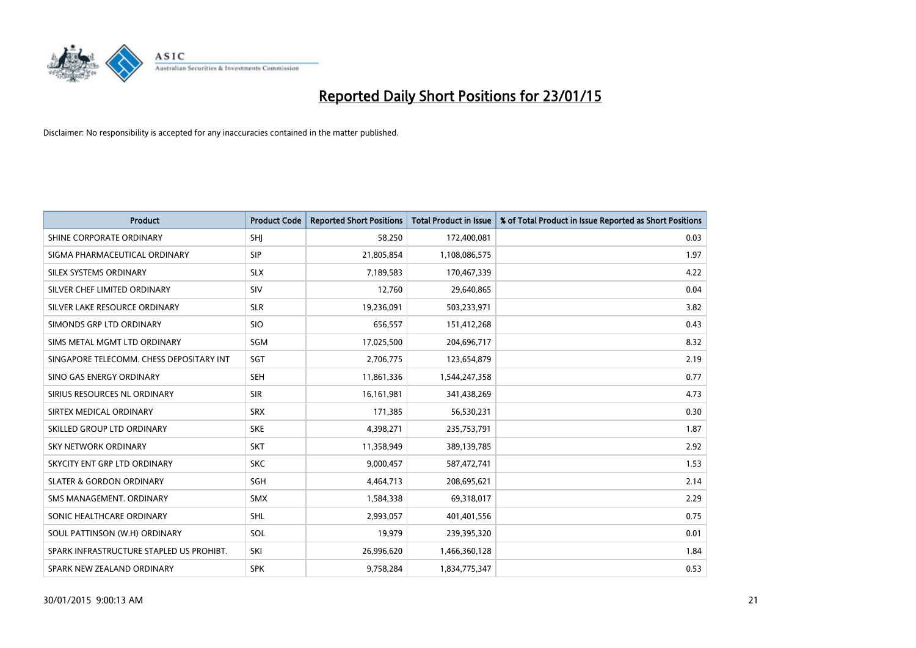# Reported Daily Short Positions for 23/01/15

Disclaimer: No responsibility is accepted for any inaccuracies contained in the matter published.

| Product | Product Code | Reported Short Positions | Total Product in Issue | % of Total Product in Issue Reported as Short Positions |
|---|---|---|---|---|
| SHINE CORPORATE ORDINARY | SHJ | 58,250 | 172,400,081 | 0.03 |
| SIGMA PHARMACEUTICAL ORDINARY | SIP | 21,805,854 | 1,108,086,575 | 1.97 |
| SILEX SYSTEMS ORDINARY | SLX | 7,189,583 | 170,467,339 | 4.22 |
| SILVER CHEF LIMITED ORDINARY | SIV | 12,760 | 29,640,865 | 0.04 |
| SILVER LAKE RESOURCE ORDINARY | SLR | 19,236,091 | 503,233,971 | 3.82 |
| SIMONDS GRP LTD ORDINARY | SIO | 656,557 | 151,412,268 | 0.43 |
| SIMS METAL MGMT LTD ORDINARY | SGM | 17,025,500 | 204,696,717 | 8.32 |
| SINGAPORE TELECOMM. CHESS DEPOSITARY INT | SGT | 2,706,775 | 123,654,879 | 2.19 |
| SINO GAS ENERGY ORDINARY | SEH | 11,861,336 | 1,544,247,358 | 0.77 |
| SIRIUS RESOURCES NL ORDINARY | SIR | 16,161,981 | 341,438,269 | 4.73 |
| SIRTEX MEDICAL ORDINARY | SRX | 171,385 | 56,530,231 | 0.30 |
| SKILLED GROUP LTD ORDINARY | SKE | 4,398,271 | 235,753,791 | 1.87 |
| SKY NETWORK ORDINARY | SKT | 11,358,949 | 389,139,785 | 2.92 |
| SKYCITY ENT GRP LTD ORDINARY | SKC | 9,000,457 | 587,472,741 | 1.53 |
| SLATER & GORDON ORDINARY | SGH | 4,464,713 | 208,695,621 | 2.14 |
| SMS MANAGEMENT. ORDINARY | SMX | 1,584,338 | 69,318,017 | 2.29 |
| SONIC HEALTHCARE ORDINARY | SHL | 2,993,057 | 401,401,556 | 0.75 |
| SOUL PATTINSON (W.H) ORDINARY | SOL | 19,979 | 239,395,320 | 0.01 |
| SPARK INFRASTRUCTURE STAPLED US PROHIBT. | SKI | 26,996,620 | 1,466,360,128 | 1.84 |
| SPARK NEW ZEALAND ORDINARY | SPK | 9,758,284 | 1,834,775,347 | 0.53 |

30/01/2015 9:00:13 AM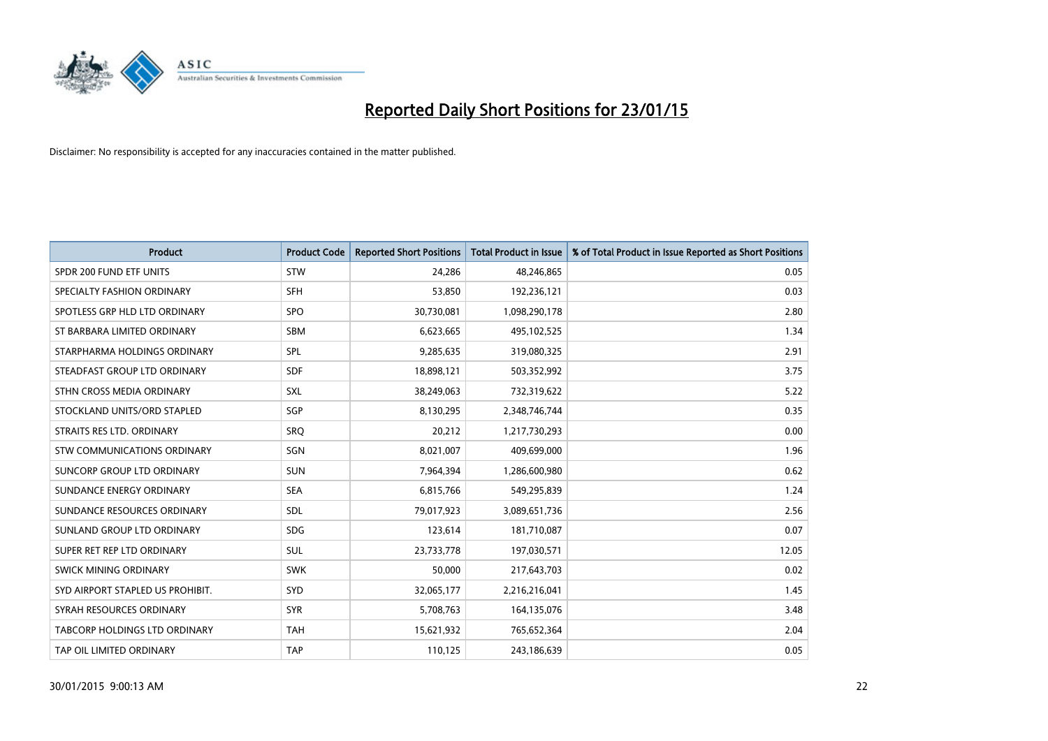# Reported Daily Short Positions for 23/01/15

Disclaimer: No responsibility is accepted for any inaccuracies contained in the matter published.

| Product | Product Code | Reported Short Positions | Total Product in Issue | % of Total Product in Issue Reported as Short Positions |
|---|---|---|---|---|
| SPDR 200 FUND ETF UNITS | STW | 24,286 | 48,246,865 | 0.05 |
| SPECIALTY FASHION ORDINARY | SFH | 53,850 | 192,236,121 | 0.03 |
| SPOTLESS GRP HLD LTD ORDINARY | SPO | 30,730,081 | 1,098,290,178 | 2.80 |
| ST BARBARA LIMITED ORDINARY | SBM | 6,623,665 | 495,102,525 | 1.34 |
| STARPHARMA HOLDINGS ORDINARY | SPL | 9,285,635 | 319,080,325 | 2.91 |
| STEADFAST GROUP LTD ORDINARY | SDF | 18,898,121 | 503,352,992 | 3.75 |
| STHN CROSS MEDIA ORDINARY | SXL | 38,249,063 | 732,319,622 | 5.22 |
| STOCKLAND UNITS/ORD STAPLED | SGP | 8,130,295 | 2,348,746,744 | 0.35 |
| STRAITS RES LTD. ORDINARY | SRQ | 20,212 | 1,217,730,293 | 0.00 |
| STW COMMUNICATIONS ORDINARY | SGN | 8,021,007 | 409,699,000 | 1.96 |
| SUNCORP GROUP LTD ORDINARY | SUN | 7,964,394 | 1,286,600,980 | 0.62 |
| SUNDANCE ENERGY ORDINARY | SEA | 6,815,766 | 549,295,839 | 1.24 |
| SUNDANCE RESOURCES ORDINARY | SDL | 79,017,923 | 3,089,651,736 | 2.56 |
| SUNLAND GROUP LTD ORDINARY | SDG | 123,614 | 181,710,087 | 0.07 |
| SUPER RET REP LTD ORDINARY | SUL | 23,733,778 | 197,030,571 | 12.05 |
| SWICK MINING ORDINARY | SWK | 50,000 | 217,643,703 | 0.02 |
| SYD AIRPORT STAPLED US PROHIBIT. | SYD | 32,065,177 | 2,216,216,041 | 1.45 |
| SYRAH RESOURCES ORDINARY | SYR | 5,708,763 | 164,135,076 | 3.48 |
| TABCORP HOLDINGS LTD ORDINARY | TAH | 15,621,932 | 765,652,364 | 2.04 |
| TAP OIL LIMITED ORDINARY | TAP | 110,125 | 243,186,639 | 0.05 |

30/01/2015 9:00:13 AM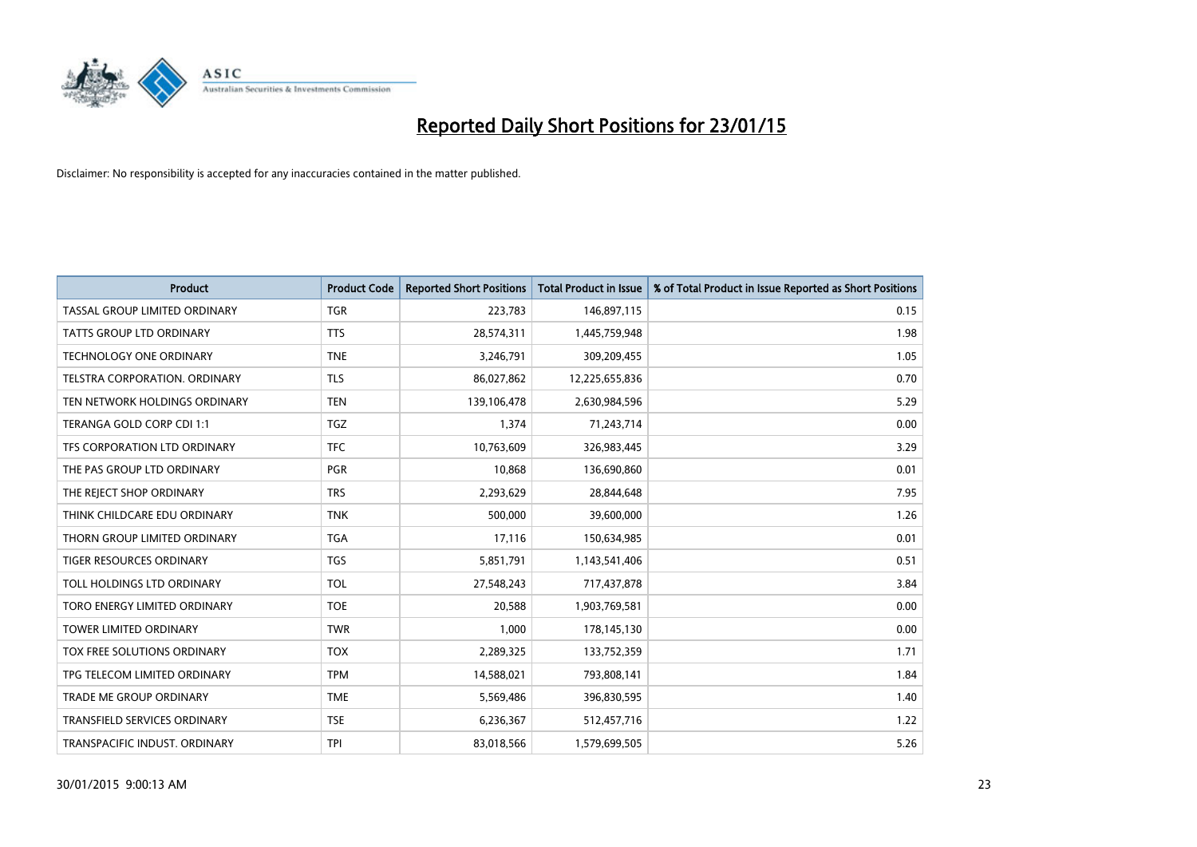# Reported Daily Short Positions for 23/01/15

Disclaimer: No responsibility is accepted for any inaccuracies contained in the matter published.

| Product | Product Code | Reported Short Positions | Total Product in Issue | % of Total Product in Issue Reported as Short Positions |
|---|---|---|---|---|
| TASSAL GROUP LIMITED ORDINARY | TGR | 223,783 | 146,897,115 | 0.15 |
| TATTS GROUP LTD ORDINARY | TTS | 28,574,311 | 1,445,759,948 | 1.98 |
| TECHNOLOGY ONE ORDINARY | TNE | 3,246,791 | 309,209,455 | 1.05 |
| TELSTRA CORPORATION. ORDINARY | TLS | 86,027,862 | 12,225,655,836 | 0.70 |
| TEN NETWORK HOLDINGS ORDINARY | TEN | 139,106,478 | 2,630,984,596 | 5.29 |
| TERANGA GOLD CORP CDI 1:1 | TGZ | 1,374 | 71,243,714 | 0.00 |
| TFS CORPORATION LTD ORDINARY | TFC | 10,763,609 | 326,983,445 | 3.29 |
| THE PAS GROUP LTD ORDINARY | PGR | 10,868 | 136,690,860 | 0.01 |
| THE REJECT SHOP ORDINARY | TRS | 2,293,629 | 28,844,648 | 7.95 |
| THINK CHILDCARE EDU ORDINARY | TNK | 500,000 | 39,600,000 | 1.26 |
| THORN GROUP LIMITED ORDINARY | TGA | 17,116 | 150,634,985 | 0.01 |
| TIGER RESOURCES ORDINARY | TGS | 5,851,791 | 1,143,541,406 | 0.51 |
| TOLL HOLDINGS LTD ORDINARY | TOL | 27,548,243 | 717,437,878 | 3.84 |
| TORO ENERGY LIMITED ORDINARY | TOE | 20,588 | 1,903,769,581 | 0.00 |
| TOWER LIMITED ORDINARY | TWR | 1,000 | 178,145,130 | 0.00 |
| TOX FREE SOLUTIONS ORDINARY | TOX | 2,289,325 | 133,752,359 | 1.71 |
| TPG TELECOM LIMITED ORDINARY | TPM | 14,588,021 | 793,808,141 | 1.84 |
| TRADE ME GROUP ORDINARY | TME | 5,569,486 | 396,830,595 | 1.40 |
| TRANSFIELD SERVICES ORDINARY | TSE | 6,236,367 | 512,457,716 | 1.22 |
| TRANSPACIFIC INDUST. ORDINARY | TPI | 83,018,566 | 1,579,699,505 | 5.26 |

30/01/2015 9:00:13 AM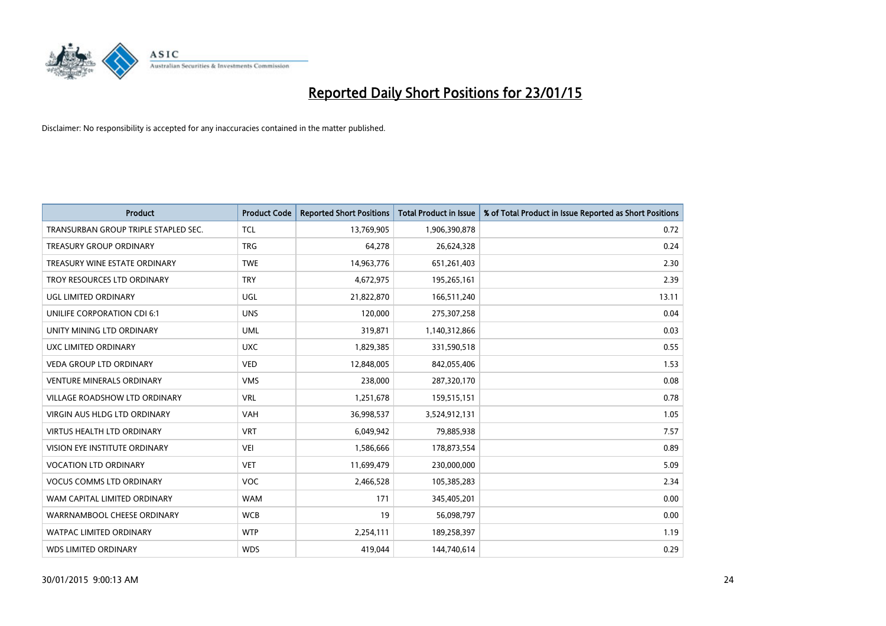# Reported Daily Short Positions for 23/01/15

Disclaimer: No responsibility is accepted for any inaccuracies contained in the matter published.

| Product | Product Code | Reported Short Positions | Total Product in Issue | % of Total Product in Issue Reported as Short Positions |
|---|---|---|---|---|
| TRANSURBAN GROUP TRIPLE STAPLED SEC. | TCL | 13,769,905 | 1,906,390,878 | 0.72 |
| TREASURY GROUP ORDINARY | TRG | 64,278 | 26,624,328 | 0.24 |
| TREASURY WINE ESTATE ORDINARY | TWE | 14,963,776 | 651,261,403 | 2.30 |
| TROY RESOURCES LTD ORDINARY | TRY | 4,672,975 | 195,265,161 | 2.39 |
| UGL LIMITED ORDINARY | UGL | 21,822,870 | 166,511,240 | 13.11 |
| UNILIFE CORPORATION CDI 6:1 | UNS | 120,000 | 275,307,258 | 0.04 |
| UNITY MINING LTD ORDINARY | UML | 319,871 | 1,140,312,866 | 0.03 |
| UXC LIMITED ORDINARY | UXC | 1,829,385 | 331,590,518 | 0.55 |
| VEDA GROUP LTD ORDINARY | VED | 12,848,005 | 842,055,406 | 1.53 |
| VENTURE MINERALS ORDINARY | VMS | 238,000 | 287,320,170 | 0.08 |
| VILLAGE ROADSHOW LTD ORDINARY | VRL | 1,251,678 | 159,515,151 | 0.78 |
| VIRGIN AUS HLDG LTD ORDINARY | VAH | 36,998,537 | 3,524,912,131 | 1.05 |
| VIRTUS HEALTH LTD ORDINARY | VRT | 6,049,942 | 79,885,938 | 7.57 |
| VISION EYE INSTITUTE ORDINARY | VEI | 1,586,666 | 178,873,554 | 0.89 |
| VOCATION LTD ORDINARY | VET | 11,699,479 | 230,000,000 | 5.09 |
| VOCUS COMMS LTD ORDINARY | VOC | 2,466,528 | 105,385,283 | 2.34 |
| WAM CAPITAL LIMITED ORDINARY | WAM | 171 | 345,405,201 | 0.00 |
| WARRNAMBOOL CHEESE ORDINARY | WCB | 19 | 56,098,797 | 0.00 |
| WATPAC LIMITED ORDINARY | WTP | 2,254,111 | 189,258,397 | 1.19 |
| WDS LIMITED ORDINARY | WDS | 419,044 | 144,740,614 | 0.29 |

30/01/2015 9:00:13 AM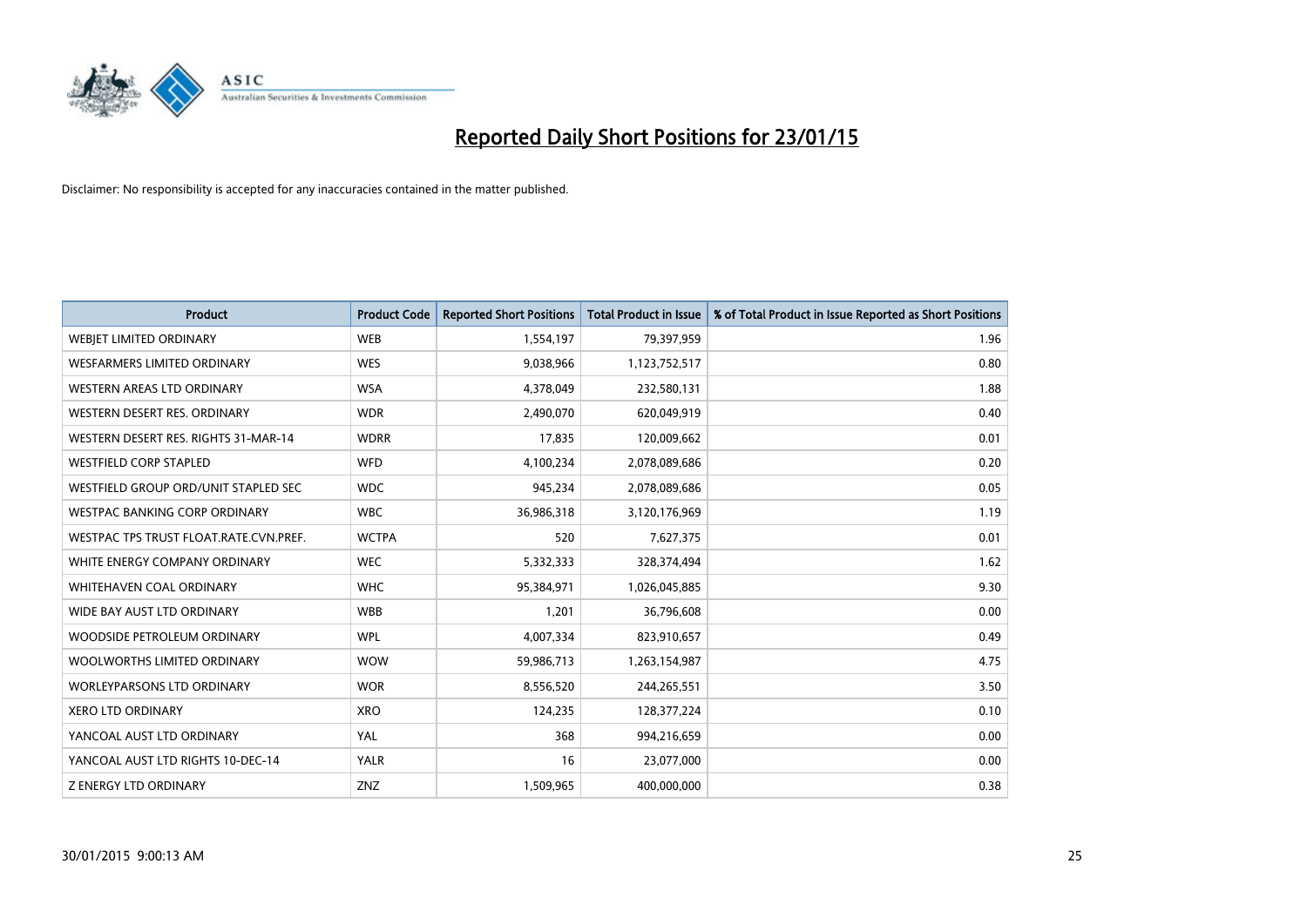# Reported Daily Short Positions for 23/01/15

Disclaimer: No responsibility is accepted for any inaccuracies contained in the matter published.

| Product | Product Code | Reported Short Positions | Total Product in Issue | % of Total Product in Issue Reported as Short Positions |
|---|---|---|---|---|
| WEBJET LIMITED ORDINARY | WEB | 1,554,197 | 79,397,959 | 1.96 |
| WESFARMERS LIMITED ORDINARY | WES | 9,038,966 | 1,123,752,517 | 0.80 |
| WESTERN AREAS LTD ORDINARY | WSA | 4,378,049 | 232,580,131 | 1.88 |
| WESTERN DESERT RES. ORDINARY | WDR | 2,490,070 | 620,049,919 | 0.40 |
| WESTERN DESERT RES. RIGHTS 31-MAR-14 | WDRR | 17,835 | 120,009,662 | 0.01 |
| WESTFIELD CORP STAPLED | WFD | 4,100,234 | 2,078,089,686 | 0.20 |
| WESTFIELD GROUP ORD/UNIT STAPLED SEC | WDC | 945,234 | 2,078,089,686 | 0.05 |
| WESTPAC BANKING CORP ORDINARY | WBC | 36,986,318 | 3,120,176,969 | 1.19 |
| WESTPAC TPS TRUST FLOAT.RATE.CVN.PREF. | WCTPA | 520 | 7,627,375 | 0.01 |
| WHITE ENERGY COMPANY ORDINARY | WEC | 5,332,333 | 328,374,494 | 1.62 |
| WHITEHAVEN COAL ORDINARY | WHC | 95,384,971 | 1,026,045,885 | 9.30 |
| WIDE BAY AUST LTD ORDINARY | WBB | 1,201 | 36,796,608 | 0.00 |
| WOODSIDE PETROLEUM ORDINARY | WPL | 4,007,334 | 823,910,657 | 0.49 |
| WOOLWORTHS LIMITED ORDINARY | WOW | 59,986,713 | 1,263,154,987 | 4.75 |
| WORLEYPARSONS LTD ORDINARY | WOR | 8,556,520 | 244,265,551 | 3.50 |
| XERO LTD ORDINARY | XRO | 124,235 | 128,377,224 | 0.10 |
| YANCOAL AUST LTD ORDINARY | YAL | 368 | 994,216,659 | 0.00 |
| YANCOAL AUST LTD RIGHTS 10-DEC-14 | YALR | 16 | 23,077,000 | 0.00 |
| Z ENERGY LTD ORDINARY | ZNZ | 1,509,965 | 400,000,000 | 0.38 |

30/01/2015 9:00:13 AM